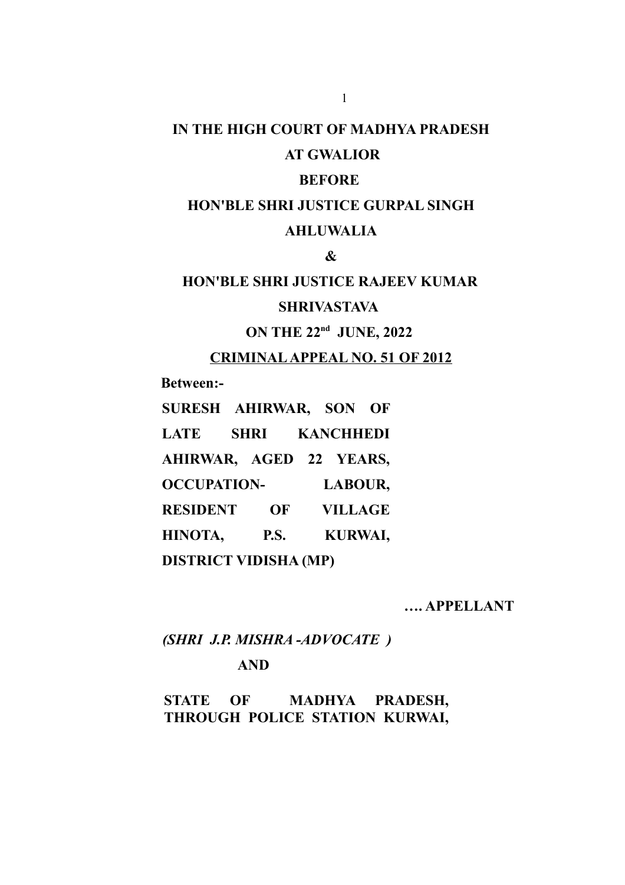**IN THE HIGH COURT OF MADHYA PRADESH**

**AT GWALIOR**

**BEFORE**

**HON'BLE SHRI JUSTICE GURPAL SINGH AHLUWALIA**

**&**

**HON'BLE SHRI JUSTICE RAJEEV KUMAR SHRIVASTAVA**

**ON THE 22nd JUNE, 2022**

**CRIMINAL APPEAL NO. 51 OF 2012**

**Between:-**

**SURESH AHIRWAR, SON OF LATE SHRI KANCHHEDI AHIRWAR, AGED 22 YEARS, OCCUPATION- LABOUR, RESIDENT OF VILLAGE HINOTA, P.S. KURWAI, DISTRICT VIDISHA (MP)**

**…. APPELLANT**

***(SHRI J.P. MISHRA -ADVOCATE )***

**AND**

**STATE OF MADHYA PRADESH, THROUGH POLICE STATION KURWAI,**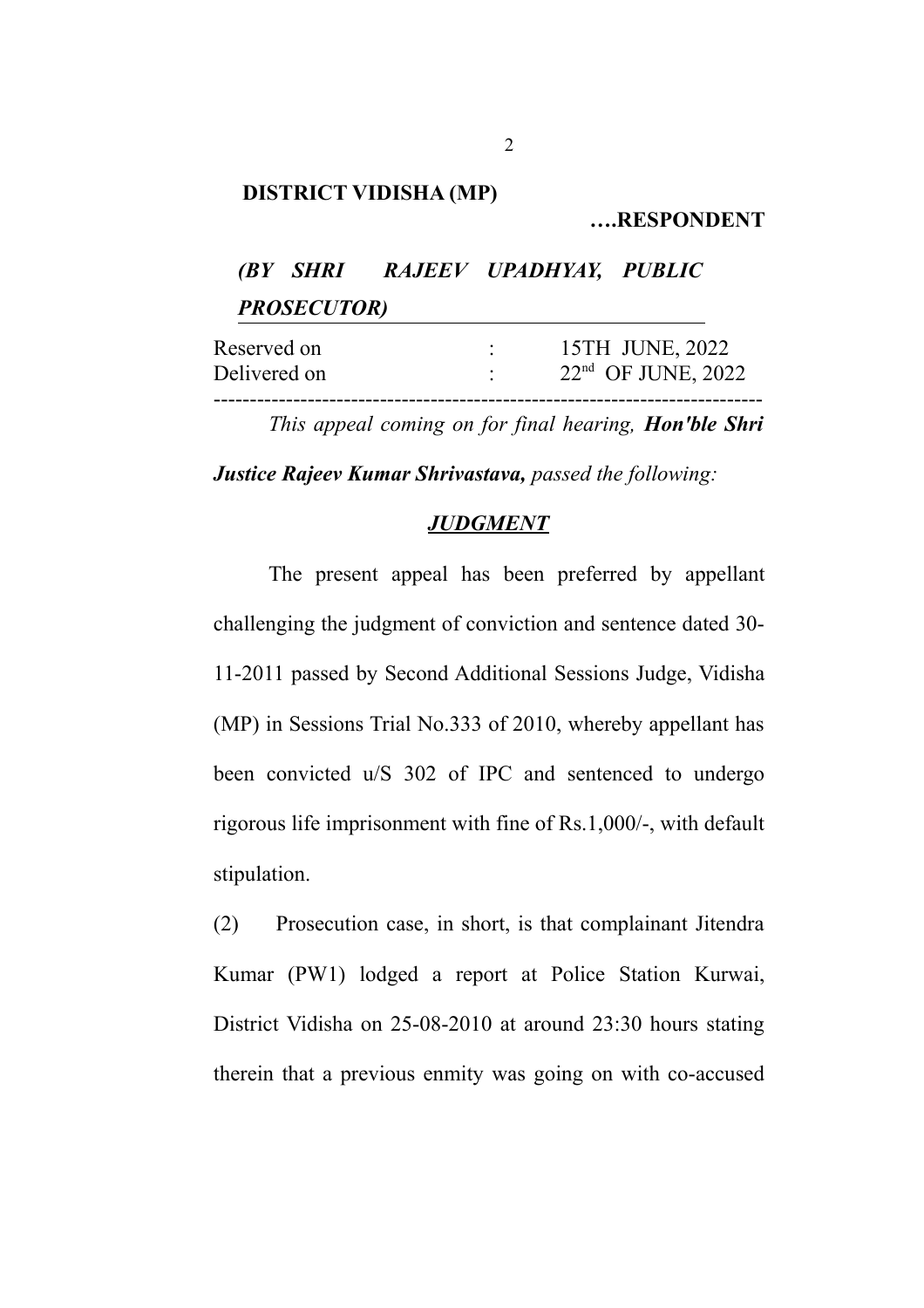**DISTRICT VIDISHA (MP)**

**….RESPONDENT**

***(BY SHRI RAJEEV UPADHYAY, PUBLIC PROSECUTOR)***

| | | |
|---|---|---|
| Reserved on | : | 15TH JUNE, 2022 |
| Delivered on | : | 22nd OF JUNE, 2022 |

---

*This appeal coming on for final hearing,* ***Hon'ble Shri Justice Rajeev Kumar Shrivastava,*** *passed the following:*

***JUDGMENT***

The present appeal has been preferred by appellant challenging the judgment of conviction and sentence dated 30-11-2011 passed by Second Additional Sessions Judge, Vidisha (MP) in Sessions Trial No.333 of 2010, whereby appellant has been convicted u/S 302 of IPC and sentenced to undergo rigorous life imprisonment with fine of Rs.1,000/-, with default stipulation.

(2) Prosecution case, in short, is that complainant Jitendra Kumar (PW1) lodged a report at Police Station Kurwai, District Vidisha on 25-08-2010 at around 23:30 hours stating therein that a previous enmity was going on with co-accused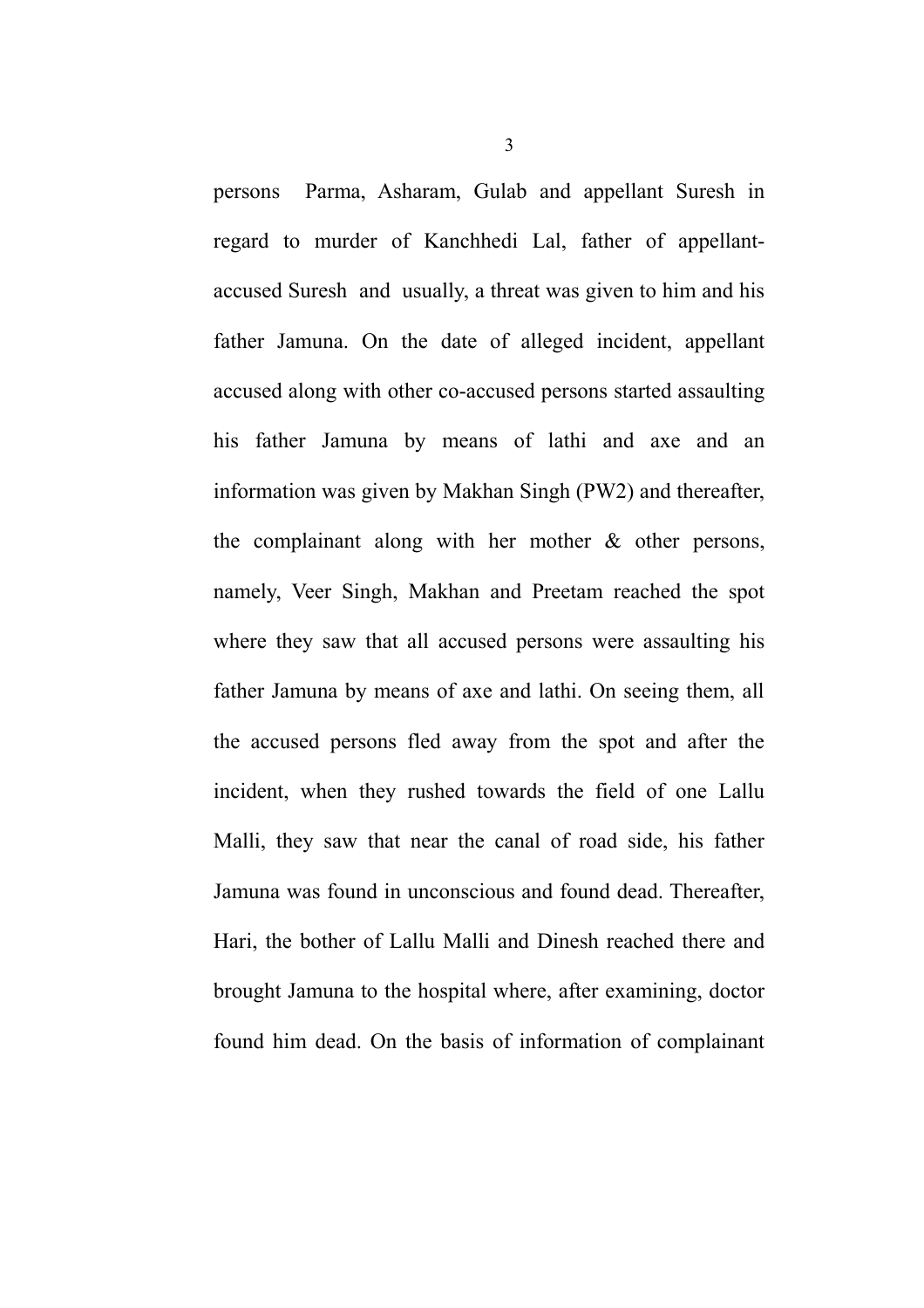persons Parma, Asharam, Gulab and appellant Suresh in regard to murder of Kanchhedi Lal, father of appellant-accused Suresh and usually, a threat was given to him and his father Jamuna. On the date of alleged incident, appellant accused along with other co-accused persons started assaulting his father Jamuna by means of lathi and axe and an information was given by Makhan Singh (PW2) and thereafter, the complainant along with her mother & other persons, namely, Veer Singh, Makhan and Preetam reached the spot where they saw that all accused persons were assaulting his father Jamuna by means of axe and lathi. On seeing them, all the accused persons fled away from the spot and after the incident, when they rushed towards the field of one Lallu Malli, they saw that near the canal of road side, his father Jamuna was found in unconscious and found dead. Thereafter, Hari, the bother of Lallu Malli and Dinesh reached there and brought Jamuna to the hospital where, after examining, doctor found him dead. On the basis of information of complainant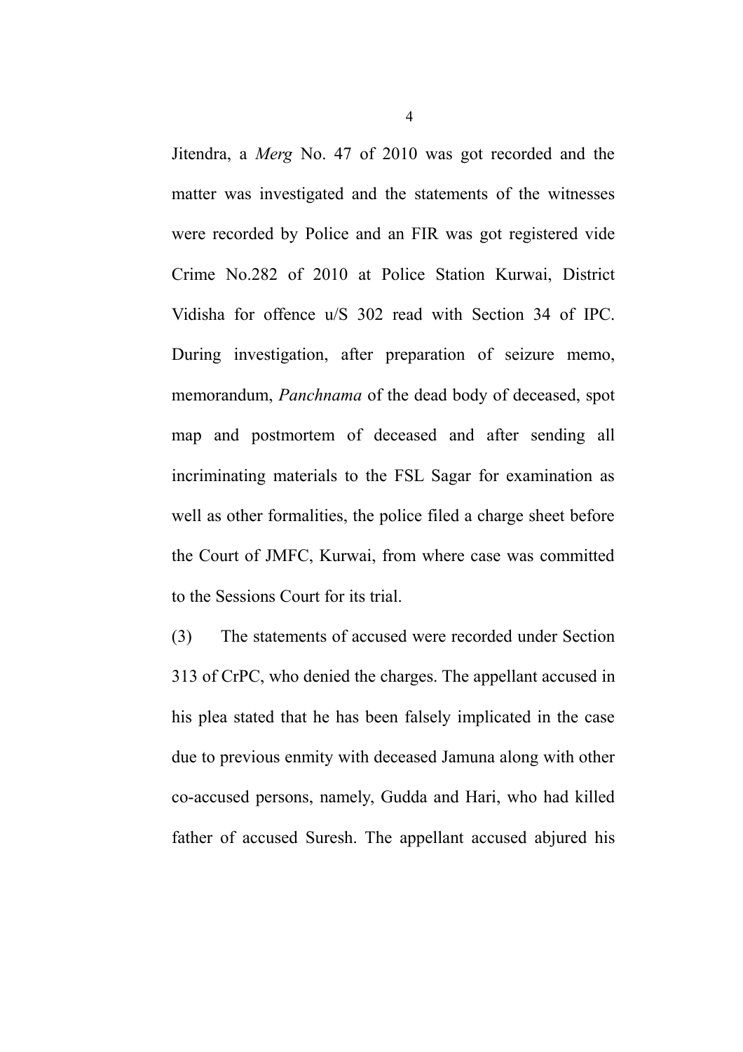Jitendra, a *Merg* No. 47 of 2010 was got recorded and the matter was investigated and the statements of the witnesses were recorded by Police and an FIR was got registered vide Crime No.282 of 2010 at Police Station Kurwai, District Vidisha for offence u/S 302 read with Section 34 of IPC. During investigation, after preparation of seizure memo, memorandum, *Panchnama* of the dead body of deceased, spot map and postmortem of deceased and after sending all incriminating materials to the FSL Sagar for examination as well as other formalities, the police filed a charge sheet before the Court of JMFC, Kurwai, from where case was committed to the Sessions Court for its trial.

(3) The statements of accused were recorded under Section 313 of CrPC, who denied the charges. The appellant accused in his plea stated that he has been falsely implicated in the case due to previous enmity with deceased Jamuna along with other co-accused persons, namely, Gudda and Hari, who had killed father of accused Suresh. The appellant accused abjured his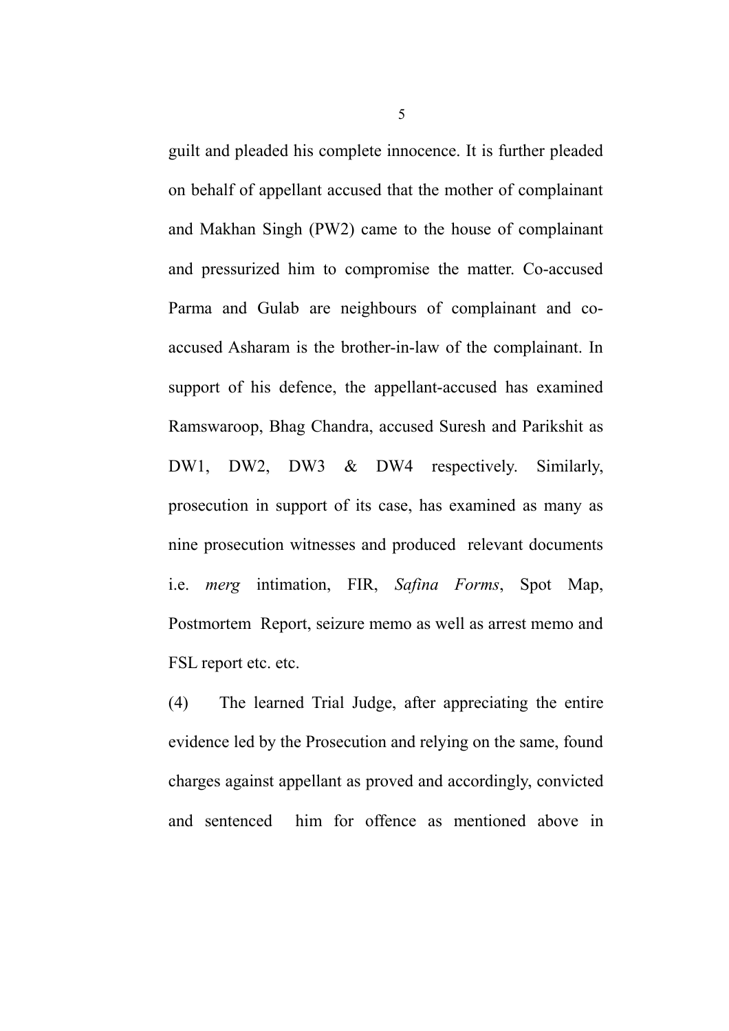guilt and pleaded his complete innocence. It is further pleaded on behalf of appellant accused that the mother of complainant and Makhan Singh (PW2) came to the house of complainant and pressurized him to compromise the matter. Co-accused Parma and Gulab are neighbours of complainant and co-accused Asharam is the brother-in-law of the complainant. In support of his defence, the appellant-accused has examined Ramswaroop, Bhag Chandra, accused Suresh and Parikshit as DW1, DW2, DW3 & DW4 respectively. Similarly, prosecution in support of its case, has examined as many as nine prosecution witnesses and produced relevant documents i.e. *merg* intimation, FIR, *Safina Forms*, Spot Map, Postmortem Report, seizure memo as well as arrest memo and FSL report etc. etc.

(4) The learned Trial Judge, after appreciating the entire evidence led by the Prosecution and relying on the same, found charges against appellant as proved and accordingly, convicted and sentenced him for offence as mentioned above in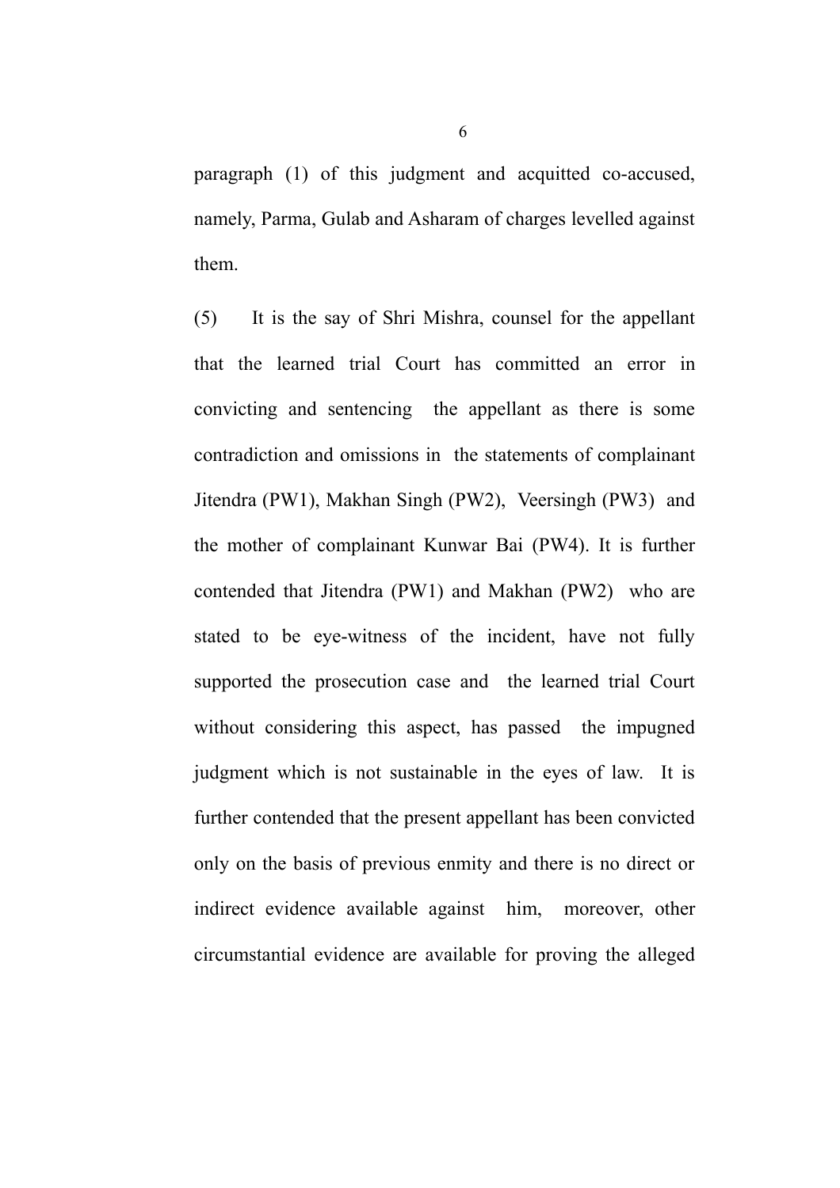paragraph (1) of this judgment and acquitted co-accused, namely, Parma, Gulab and Asharam of charges levelled against them.

(5) It is the say of Shri Mishra, counsel for the appellant that the learned trial Court has committed an error in convicting and sentencing the appellant as there is some contradiction and omissions in the statements of complainant Jitendra (PW1), Makhan Singh (PW2), Veersingh (PW3) and the mother of complainant Kunwar Bai (PW4). It is further contended that Jitendra (PW1) and Makhan (PW2) who are stated to be eye-witness of the incident, have not fully supported the prosecution case and the learned trial Court without considering this aspect, has passed the impugned judgment which is not sustainable in the eyes of law. It is further contended that the present appellant has been convicted only on the basis of previous enmity and there is no direct or indirect evidence available against him, moreover, other circumstantial evidence are available for proving the alleged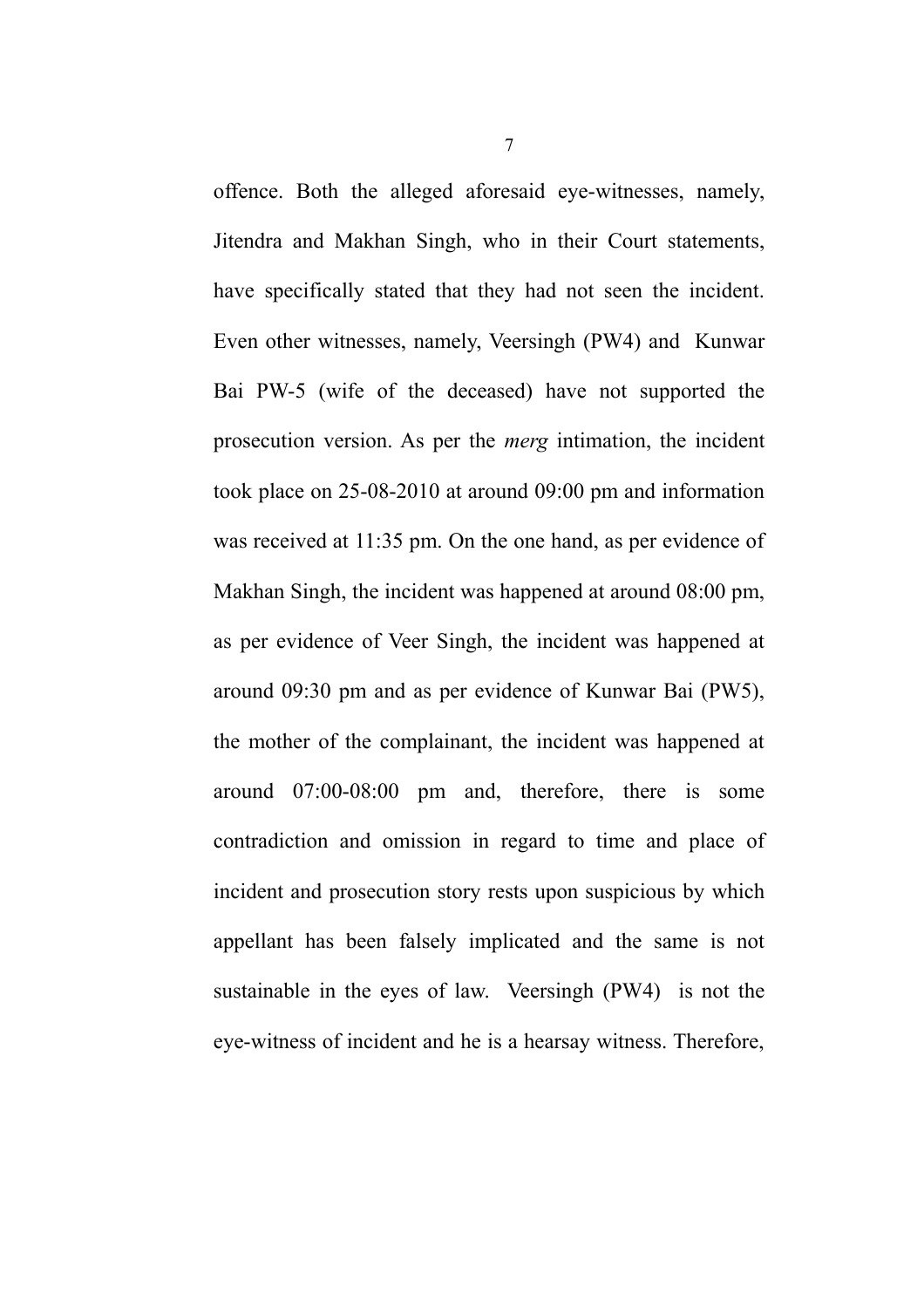offence. Both the alleged aforesaid eye-witnesses, namely, Jitendra and Makhan Singh, who in their Court statements, have specifically stated that they had not seen the incident. Even other witnesses, namely, Veersingh (PW4) and Kunwar Bai PW-5 (wife of the deceased) have not supported the prosecution version. As per the *merg* intimation, the incident took place on 25-08-2010 at around 09:00 pm and information was received at 11:35 pm. On the one hand, as per evidence of Makhan Singh, the incident was happened at around 08:00 pm, as per evidence of Veer Singh, the incident was happened at around 09:30 pm and as per evidence of Kunwar Bai (PW5), the mother of the complainant, the incident was happened at around 07:00-08:00 pm and, therefore, there is some contradiction and omission in regard to time and place of incident and prosecution story rests upon suspicious by which appellant has been falsely implicated and the same is not sustainable in the eyes of law. Veersingh (PW4) is not the eye-witness of incident and he is a hearsay witness. Therefore,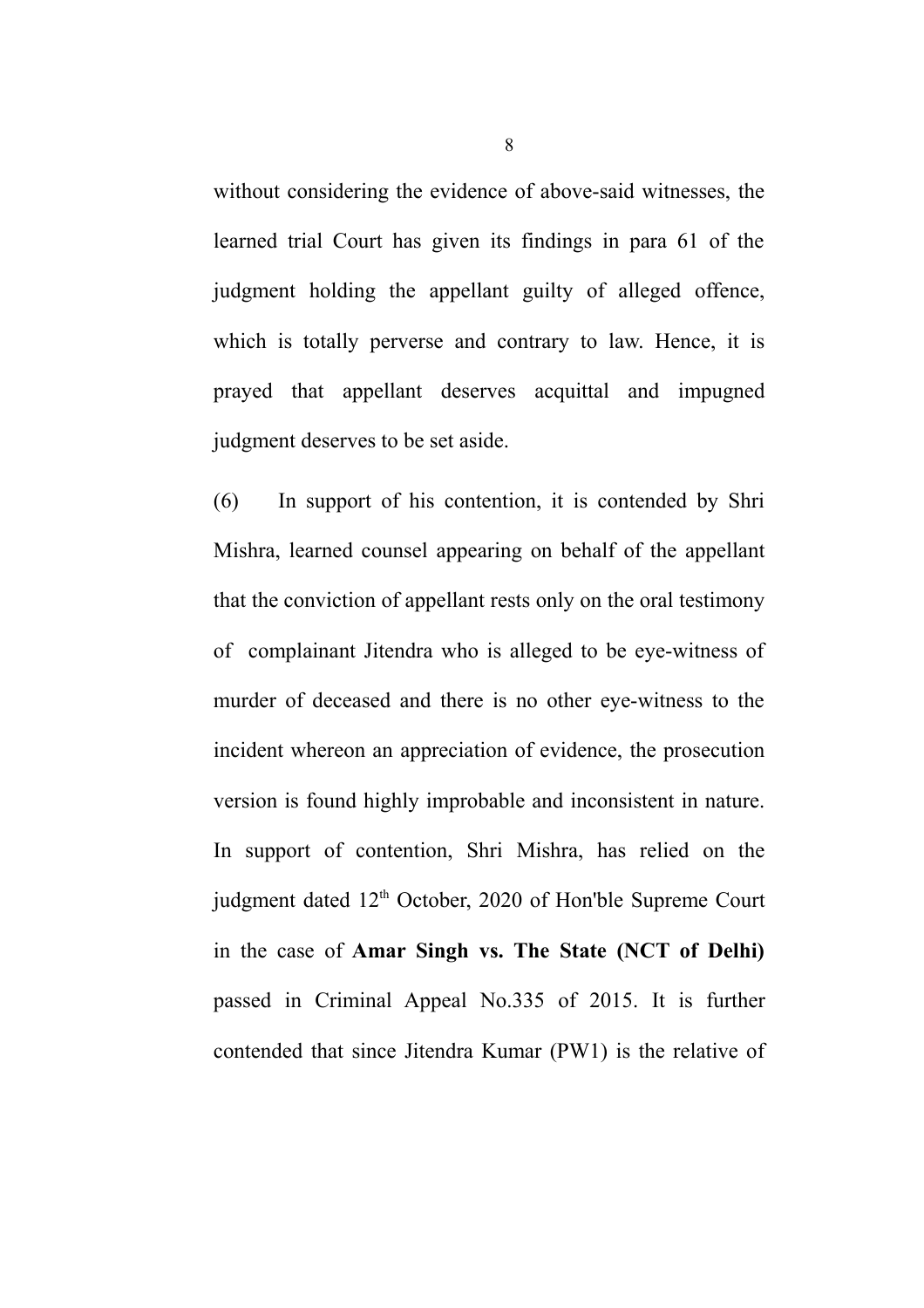without considering the evidence of above-said witnesses, the learned trial Court has given its findings in para 61 of the judgment holding the appellant guilty of alleged offence, which is totally perverse and contrary to law. Hence, it is prayed that appellant deserves acquittal and impugned judgment deserves to be set aside.

(6) In support of his contention, it is contended by Shri Mishra, learned counsel appearing on behalf of the appellant that the conviction of appellant rests only on the oral testimony of complainant Jitendra who is alleged to be eye-witness of murder of deceased and there is no other eye-witness to the incident whereon an appreciation of evidence, the prosecution version is found highly improbable and inconsistent in nature. In support of contention, Shri Mishra, has relied on the judgment dated 12th October, 2020 of Hon'ble Supreme Court in the case of **Amar Singh vs. The State (NCT of Delhi)** passed in Criminal Appeal No.335 of 2015. It is further contended that since Jitendra Kumar (PW1) is the relative of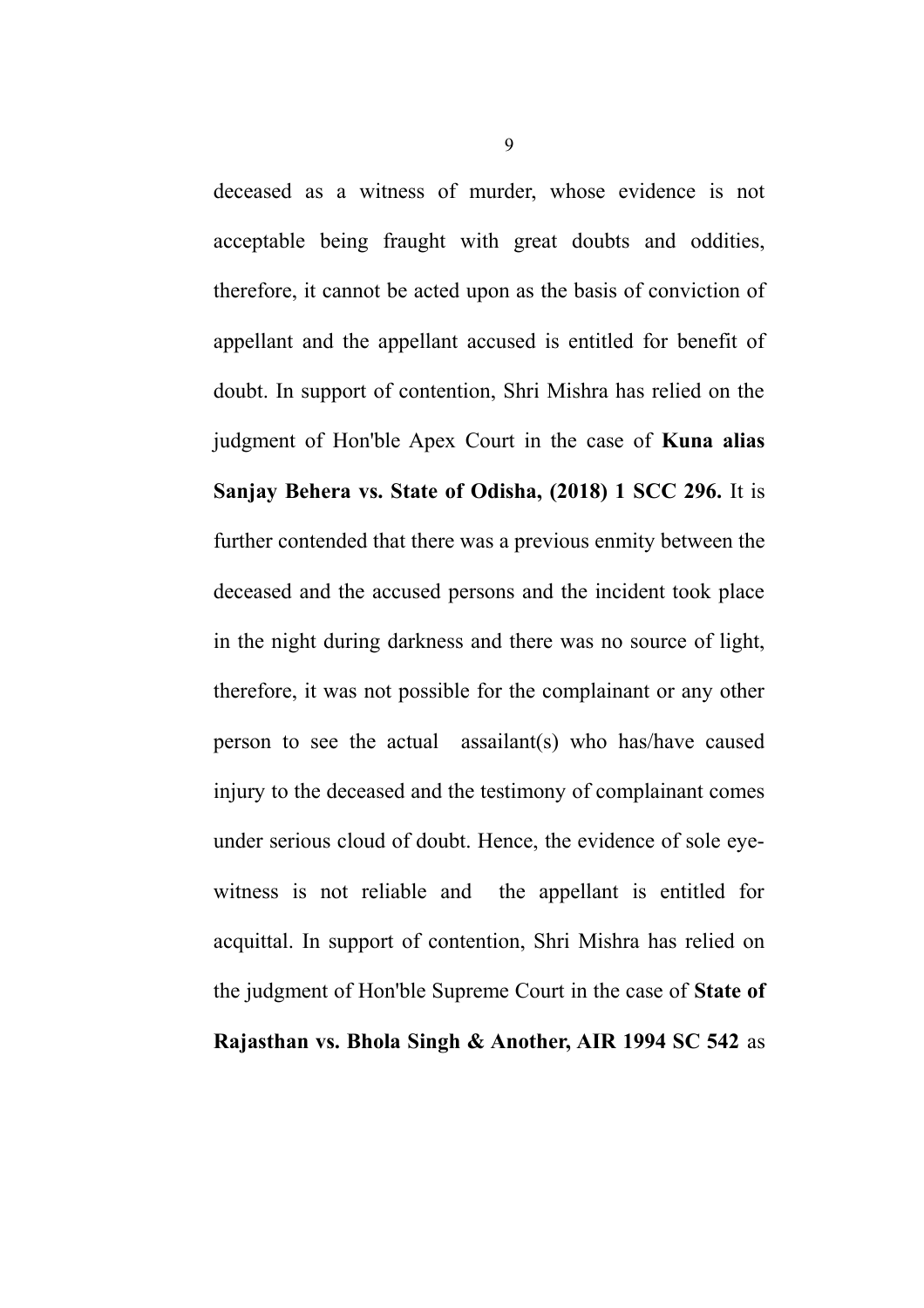deceased as a witness of murder, whose evidence is not acceptable being fraught with great doubts and oddities, therefore, it cannot be acted upon as the basis of conviction of appellant and the appellant accused is entitled for benefit of doubt. In support of contention, Shri Mishra has relied on the judgment of Hon'ble Apex Court in the case of **Kuna alias Sanjay Behera vs. State of Odisha, (2018) 1 SCC 296.** It is further contended that there was a previous enmity between the deceased and the accused persons and the incident took place in the night during darkness and there was no source of light, therefore, it was not possible for the complainant or any other person to see the actual assailant(s) who has/have caused injury to the deceased and the testimony of complainant comes under serious cloud of doubt. Hence, the evidence of sole eye-witness is not reliable and the appellant is entitled for acquittal. In support of contention, Shri Mishra has relied on the judgment of Hon'ble Supreme Court in the case of **State of Rajasthan vs. Bhola Singh & Another, AIR 1994 SC 542** as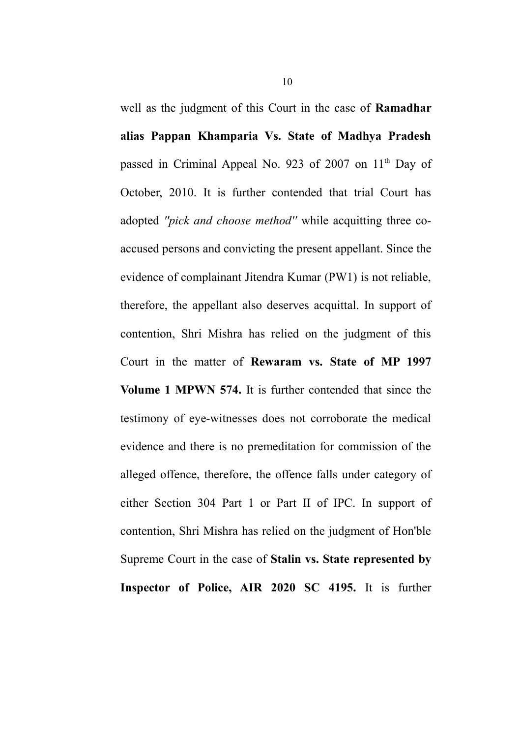well as the judgment of this Court in the case of **Ramadhar alias Pappan Khamparia Vs. State of Madhya Pradesh** passed in Criminal Appeal No. 923 of 2007 on 11th Day of October, 2010. It is further contended that trial Court has adopted *"pick and choose method"* while acquitting three co-accused persons and convicting the present appellant. Since the evidence of complainant Jitendra Kumar (PW1) is not reliable, therefore, the appellant also deserves acquittal. In support of contention, Shri Mishra has relied on the judgment of this Court in the matter of **Rewaram vs. State of MP 1997 Volume 1 MPWN 574.** It is further contended that since the testimony of eye-witnesses does not corroborate the medical evidence and there is no premeditation for commission of the alleged offence, therefore, the offence falls under category of either Section 304 Part 1 or Part II of IPC. In support of contention, Shri Mishra has relied on the judgment of Hon'ble Supreme Court in the case of **Stalin vs. State represented by Inspector of Police, AIR 2020 SC 4195.** It is further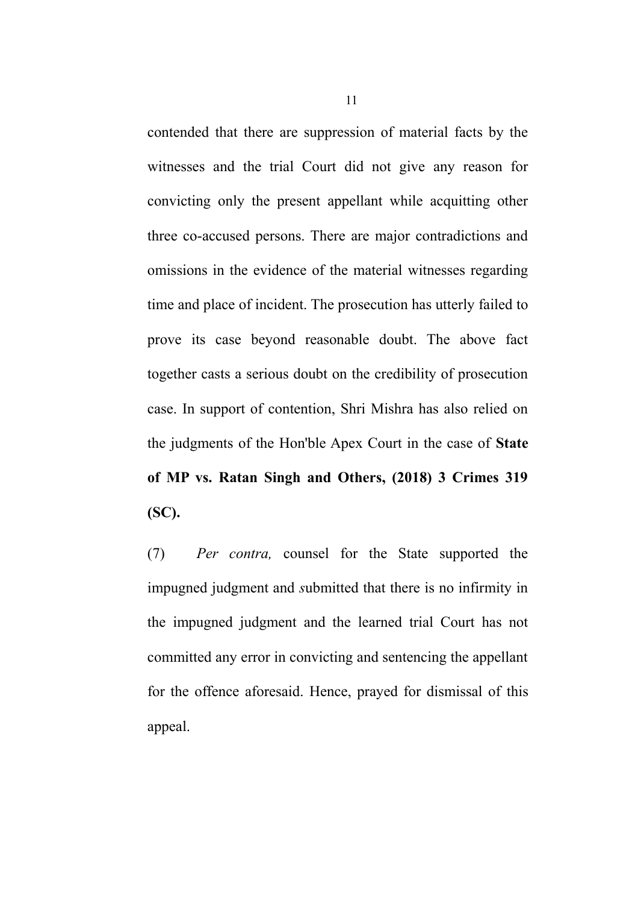contended that there are suppression of material facts by the witnesses and the trial Court did not give any reason for convicting only the present appellant while acquitting other three co-accused persons. There are major contradictions and omissions in the evidence of the material witnesses regarding time and place of incident. The prosecution has utterly failed to prove its case beyond reasonable doubt. The above fact together casts a serious doubt on the credibility of prosecution case. In support of contention, Shri Mishra has also relied on the judgments of the Hon'ble Apex Court in the case of **State of MP vs. Ratan Singh and Others, (2018) 3 Crimes 319 (SC).**

(7) *Per contra,* counsel for the State supported the impugned judgment and *s*ubmitted that there is no infirmity in the impugned judgment and the learned trial Court has not committed any error in convicting and sentencing the appellant for the offence aforesaid. Hence, prayed for dismissal of this appeal.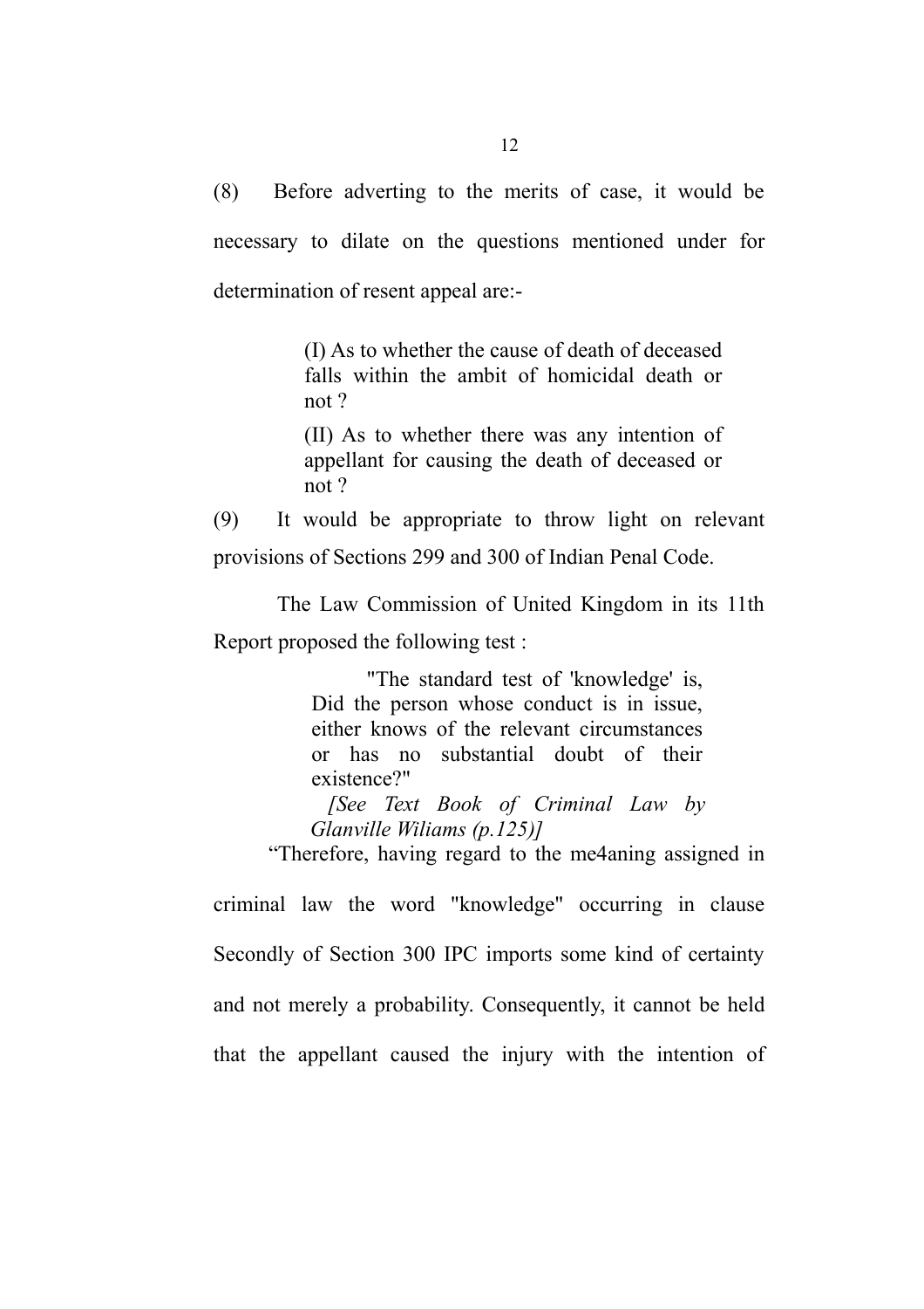(8) Before adverting to the merits of case, it would be necessary to dilate on the questions mentioned under for determination of resent appeal are:-

> (I) As to whether the cause of death of deceased falls within the ambit of homicidal death or not ?
>
> (II) As to whether there was any intention of appellant for causing the death of deceased or not ?

(9) It would be appropriate to throw light on relevant provisions of Sections 299 and 300 of Indian Penal Code.

The Law Commission of United Kingdom in its 11th Report proposed the following test :

> "The standard test of 'knowledge' is, Did the person whose conduct is in issue, either knows of the relevant circumstances or has no substantial doubt of their existence?"
>
> *[See Text Book of Criminal Law by Glanville Wiliams (p.125)]*

"Therefore, having regard to the me4aning assigned in criminal law the word "knowledge" occurring in clause Secondly of Section 300 IPC imports some kind of certainty and not merely a probability. Consequently, it cannot be held that the appellant caused the injury with the intention of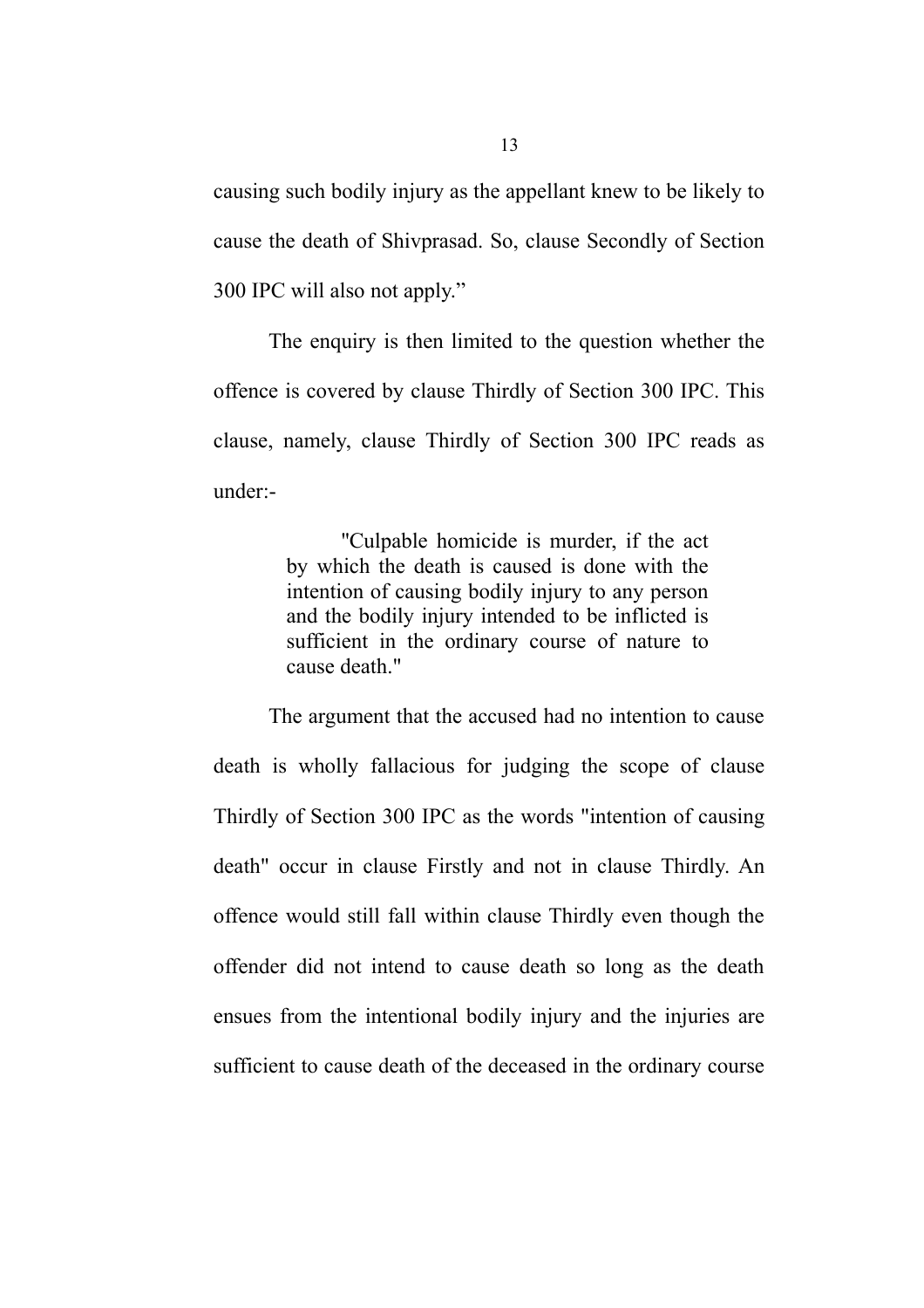causing such bodily injury as the appellant knew to be likely to cause the death of Shivprasad. So, clause Secondly of Section 300 IPC will also not apply."

The enquiry is then limited to the question whether the offence is covered by clause Thirdly of Section 300 IPC. This clause, namely, clause Thirdly of Section 300 IPC reads as under:-

> "Culpable homicide is murder, if the act by which the death is caused is done with the intention of causing bodily injury to any person and the bodily injury intended to be inflicted is sufficient in the ordinary course of nature to cause death."

The argument that the accused had no intention to cause death is wholly fallacious for judging the scope of clause Thirdly of Section 300 IPC as the words "intention of causing death" occur in clause Firstly and not in clause Thirdly. An offence would still fall within clause Thirdly even though the offender did not intend to cause death so long as the death ensues from the intentional bodily injury and the injuries are sufficient to cause death of the deceased in the ordinary course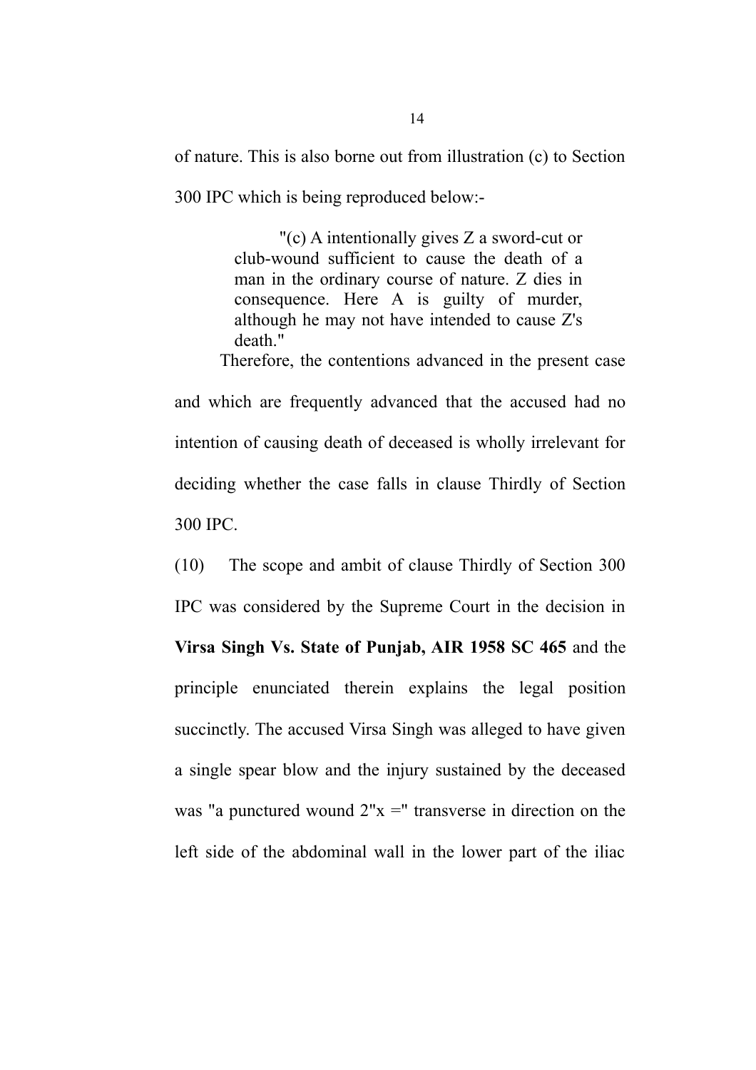of nature. This is also borne out from illustration (c) to Section 300 IPC which is being reproduced below:-

> "(c) A intentionally gives Z a sword-cut or club-wound sufficient to cause the death of a man in the ordinary course of nature. Z dies in consequence. Here A is guilty of murder, although he may not have intended to cause Z's death."

Therefore, the contentions advanced in the present case and which are frequently advanced that the accused had no intention of causing death of deceased is wholly irrelevant for deciding whether the case falls in clause Thirdly of Section 300 IPC.

(10) The scope and ambit of clause Thirdly of Section 300 IPC was considered by the Supreme Court in the decision in **Virsa Singh Vs. State of Punjab, AIR 1958 SC 465** and the principle enunciated therein explains the legal position succinctly. The accused Virsa Singh was alleged to have given a single spear blow and the injury sustained by the deceased was "a punctured wound 2"x =" transverse in direction on the left side of the abdominal wall in the lower part of the iliac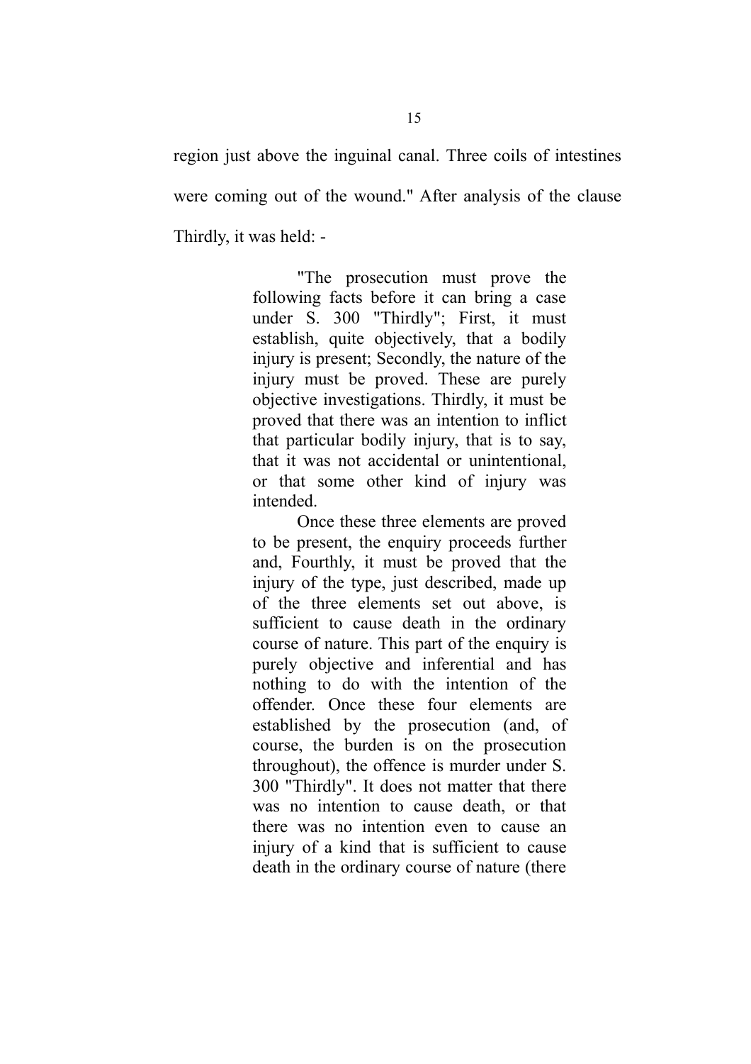region just above the inguinal canal. Three coils of intestines were coming out of the wound." After analysis of the clause Thirdly, it was held: -

> "The prosecution must prove the following facts before it can bring a case under S. 300 "Thirdly"; First, it must establish, quite objectively, that a bodily injury is present; Secondly, the nature of the injury must be proved. These are purely objective investigations. Thirdly, it must be proved that there was an intention to inflict that particular bodily injury, that is to say, that it was not accidental or unintentional, or that some other kind of injury was intended.
>
> Once these three elements are proved to be present, the enquiry proceeds further and, Fourthly, it must be proved that the injury of the type, just described, made up of the three elements set out above, is sufficient to cause death in the ordinary course of nature. This part of the enquiry is purely objective and inferential and has nothing to do with the intention of the offender. Once these four elements are established by the prosecution (and, of course, the burden is on the prosecution throughout), the offence is murder under S. 300 "Thirdly". It does not matter that there was no intention to cause death, or that there was no intention even to cause an injury of a kind that is sufficient to cause death in the ordinary course of nature (there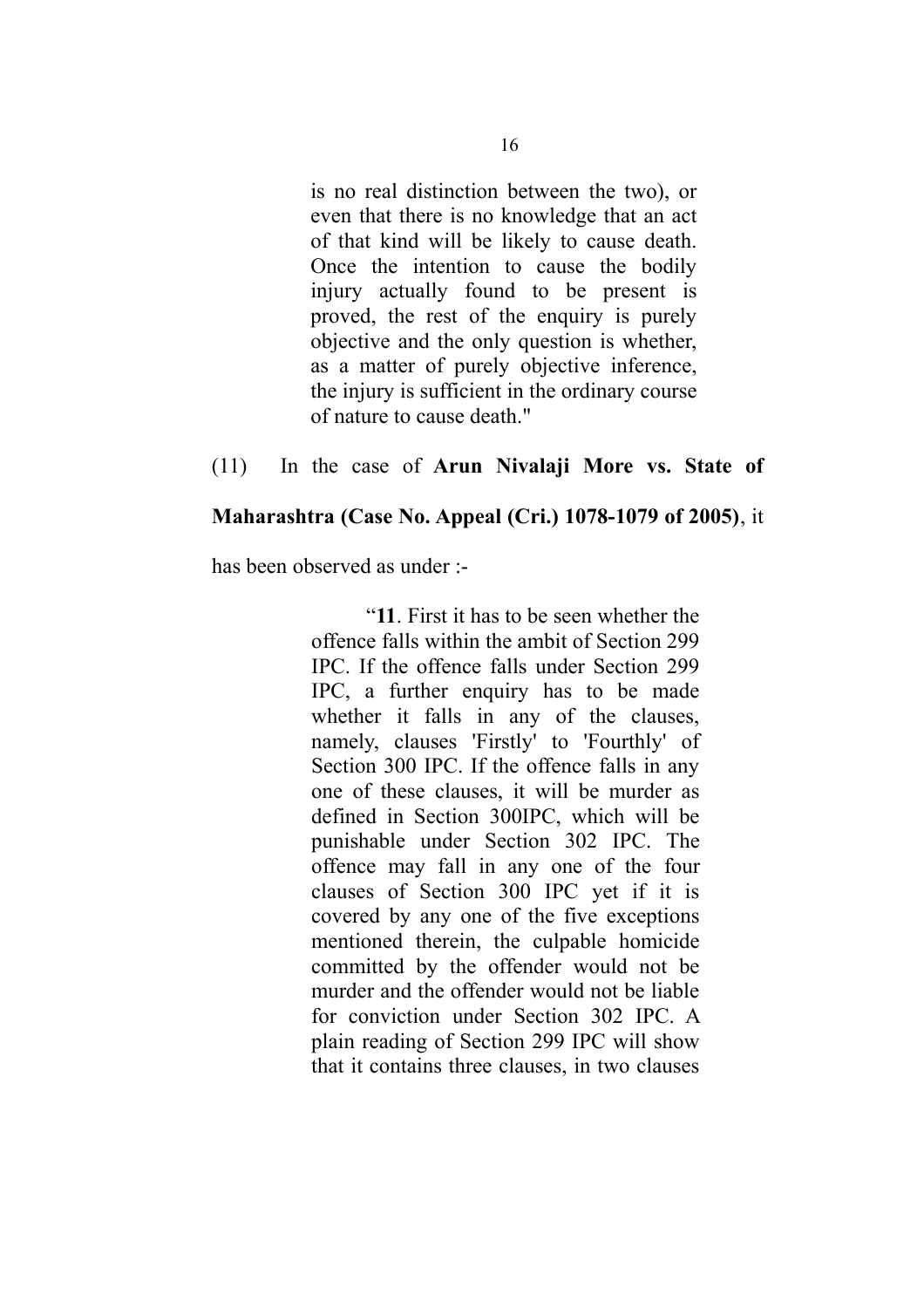> is no real distinction between the two), or even that there is no knowledge that an act of that kind will be likely to cause death. Once the intention to cause the bodily injury actually found to be present is proved, the rest of the enquiry is purely objective and the only question is whether, as a matter of purely objective inference, the injury is sufficient in the ordinary course of nature to cause death."

(11) In the case of **Arun Nivalaji More vs. State of Maharashtra (Case No. Appeal (Cri.) 1078-1079 of 2005)**, it has been observed as under :-

> "**11**. First it has to be seen whether the offence falls within the ambit of Section 299 IPC. If the offence falls under Section 299 IPC, a further enquiry has to be made whether it falls in any of the clauses, namely, clauses 'Firstly' to 'Fourthly' of Section 300 IPC. If the offence falls in any one of these clauses, it will be murder as defined in Section 300IPC, which will be punishable under Section 302 IPC. The offence may fall in any one of the four clauses of Section 300 IPC yet if it is covered by any one of the five exceptions mentioned therein, the culpable homicide committed by the offender would not be murder and the offender would not be liable for conviction under Section 302 IPC. A plain reading of Section 299 IPC will show that it contains three clauses, in two clauses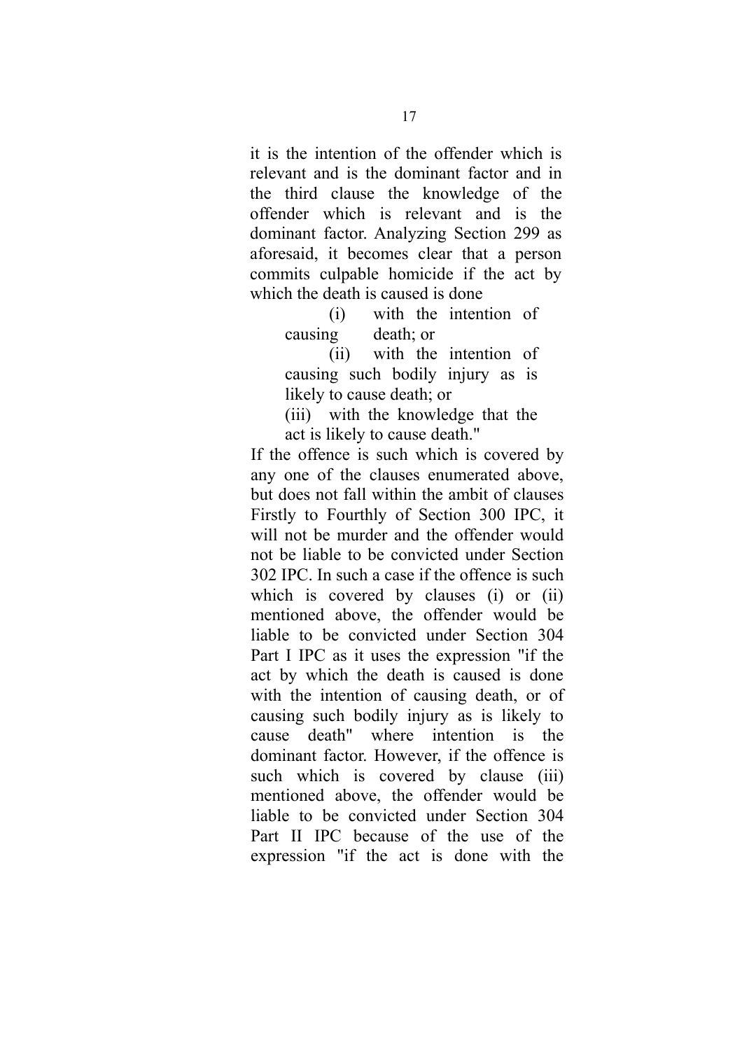it is the intention of the offender which is relevant and is the dominant factor and in the third clause the knowledge of the offender which is relevant and is the dominant factor. Analyzing Section 299 as aforesaid, it becomes clear that a person commits culpable homicide if the act by which the death is caused is done

> (i) with the intention of causing death; or
>
> (ii) with the intention of causing such bodily injury as is likely to cause death; or
>
> (iii) with the knowledge that the act is likely to cause death."

If the offence is such which is covered by any one of the clauses enumerated above, but does not fall within the ambit of clauses Firstly to Fourthly of Section 300 IPC, it will not be murder and the offender would not be liable to be convicted under Section 302 IPC. In such a case if the offence is such which is covered by clauses (i) or (ii) mentioned above, the offender would be liable to be convicted under Section 304 Part I IPC as it uses the expression "if the act by which the death is caused is done with the intention of causing death, or of causing such bodily injury as is likely to cause death" where intention is the dominant factor. However, if the offence is such which is covered by clause (iii) mentioned above, the offender would be liable to be convicted under Section 304 Part II IPC because of the use of the expression "if the act is done with the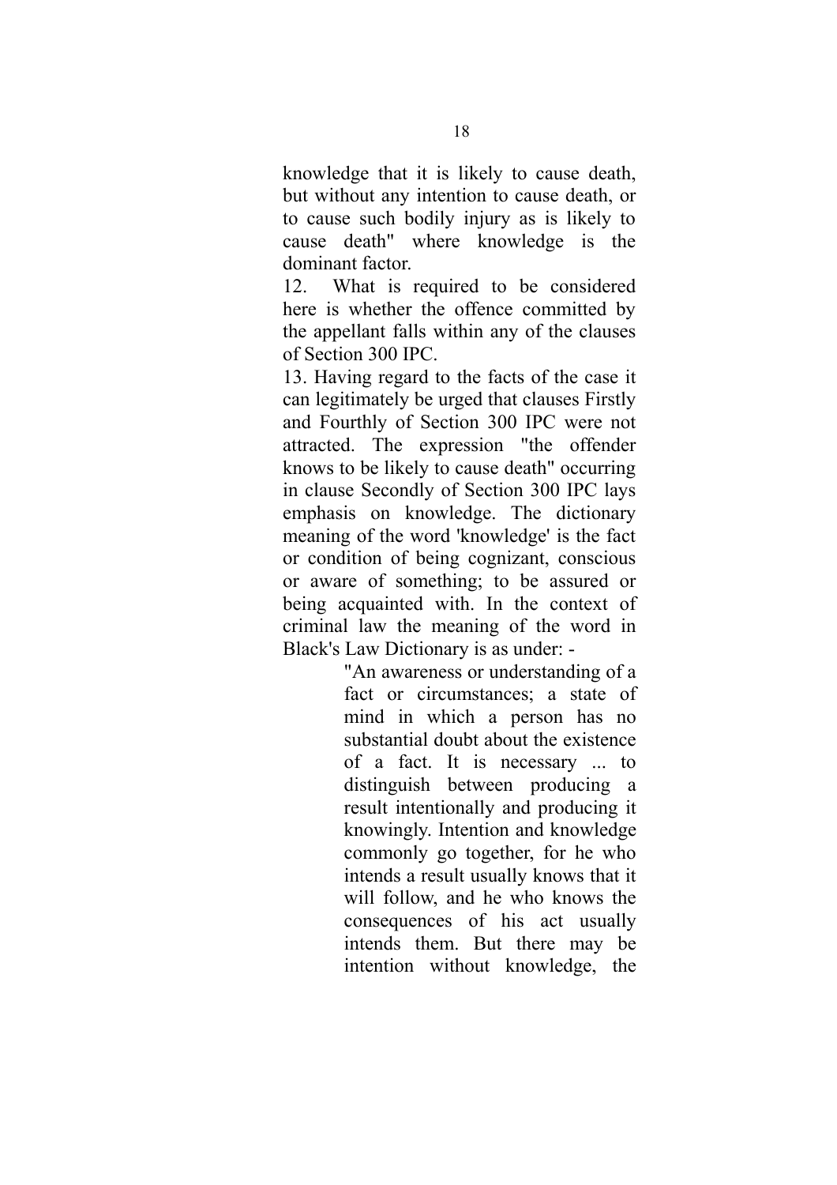knowledge that it is likely to cause death, but without any intention to cause death, or to cause such bodily injury as is likely to cause death" where knowledge is the dominant factor.

12. What is required to be considered here is whether the offence committed by the appellant falls within any of the clauses of Section 300 IPC.

13. Having regard to the facts of the case it can legitimately be urged that clauses Firstly and Fourthly of Section 300 IPC were not attracted. The expression "the offender knows to be likely to cause death" occurring in clause Secondly of Section 300 IPC lays emphasis on knowledge. The dictionary meaning of the word 'knowledge' is the fact or condition of being cognizant, conscious or aware of something; to be assured or being acquainted with. In the context of criminal law the meaning of the word in Black's Law Dictionary is as under: -

> "An awareness or understanding of a fact or circumstances; a state of mind in which a person has no substantial doubt about the existence of a fact. It is necessary ... to distinguish between producing a result intentionally and producing it knowingly. Intention and knowledge commonly go together, for he who intends a result usually knows that it will follow, and he who knows the consequences of his act usually intends them. But there may be intention without knowledge, the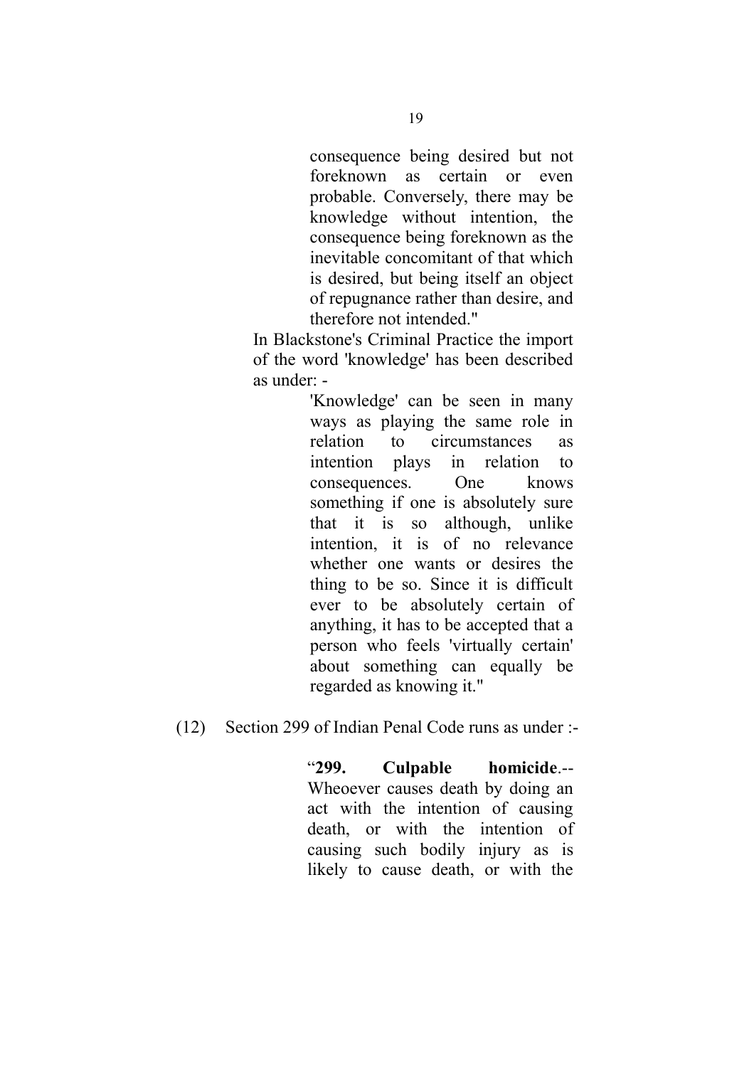> consequence being desired but not foreknown as certain or even probable. Conversely, there may be knowledge without intention, the consequence being foreknown as the inevitable concomitant of that which is desired, but being itself an object of repugnance rather than desire, and therefore not intended."

In Blackstone's Criminal Practice the import of the word 'knowledge' has been described as under: -

> 'Knowledge' can be seen in many ways as playing the same role in relation to circumstances as intention plays in relation to consequences. One knows something if one is absolutely sure that it is so although, unlike intention, it is of no relevance whether one wants or desires the thing to be so. Since it is difficult ever to be absolutely certain of anything, it has to be accepted that a person who feels 'virtually certain' about something can equally be regarded as knowing it."

(12) Section 299 of Indian Penal Code runs as under :-

> "**299. Culpable homicide**.-- Wheoever causes death by doing an act with the intention of causing death, or with the intention of causing such bodily injury as is likely to cause death, or with the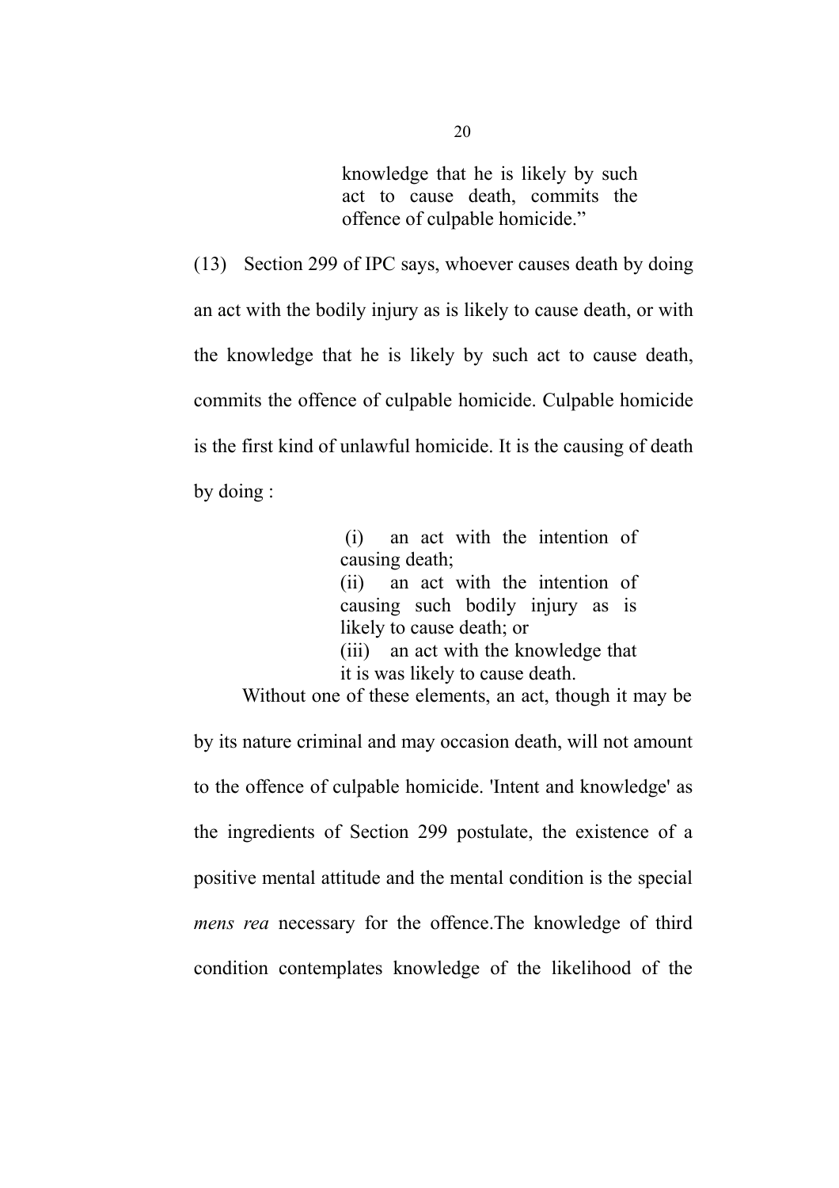> knowledge that he is likely by such act to cause death, commits the offence of culpable homicide."

(13) Section 299 of IPC says, whoever causes death by doing an act with the bodily injury as is likely to cause death, or with the knowledge that he is likely by such act to cause death, commits the offence of culpable homicide. Culpable homicide is the first kind of unlawful homicide. It is the causing of death by doing :

> (i) an act with the intention of causing death;
> (ii) an act with the intention of causing such bodily injury as is likely to cause death; or
> (iii) an act with the knowledge that it is was likely to cause death.

Without one of these elements, an act, though it may be by its nature criminal and may occasion death, will not amount to the offence of culpable homicide. 'Intent and knowledge' as the ingredients of Section 299 postulate, the existence of a positive mental attitude and the mental condition is the special *mens rea* necessary for the offence.The knowledge of third condition contemplates knowledge of the likelihood of the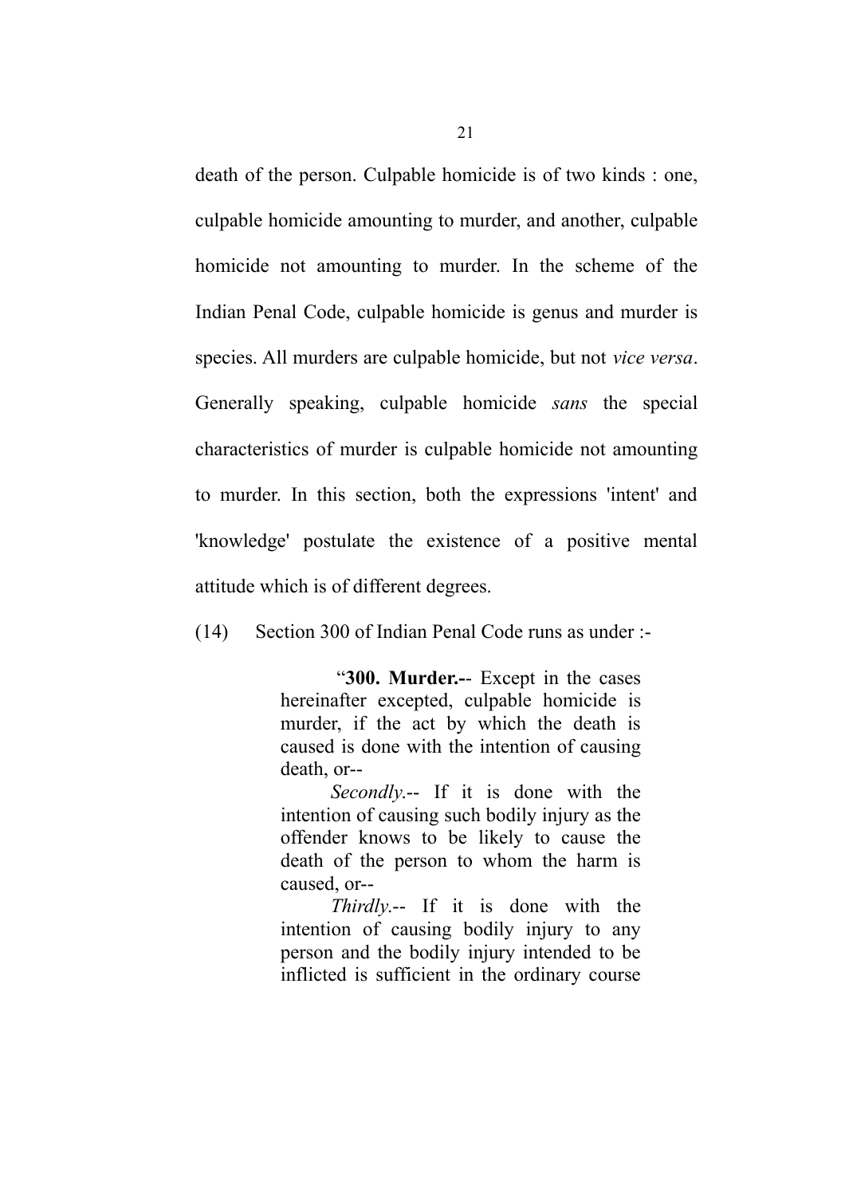death of the person. Culpable homicide is of two kinds : one, culpable homicide amounting to murder, and another, culpable homicide not amounting to murder. In the scheme of the Indian Penal Code, culpable homicide is genus and murder is species. All murders are culpable homicide, but not *vice versa*. Generally speaking, culpable homicide *sans* the special characteristics of murder is culpable homicide not amounting to murder. In this section, both the expressions 'intent' and 'knowledge' postulate the existence of a positive mental attitude which is of different degrees.

(14) Section 300 of Indian Penal Code runs as under :-

> "**300. Murder.**-- Except in the cases hereinafter excepted, culpable homicide is murder, if the act by which the death is caused is done with the intention of causing death, or--
>
> *Secondly*.-- If it is done with the intention of causing such bodily injury as the offender knows to be likely to cause the death of the person to whom the harm is caused, or--
>
> *Thirdly*.-- If it is done with the intention of causing bodily injury to any person and the bodily injury intended to be inflicted is sufficient in the ordinary course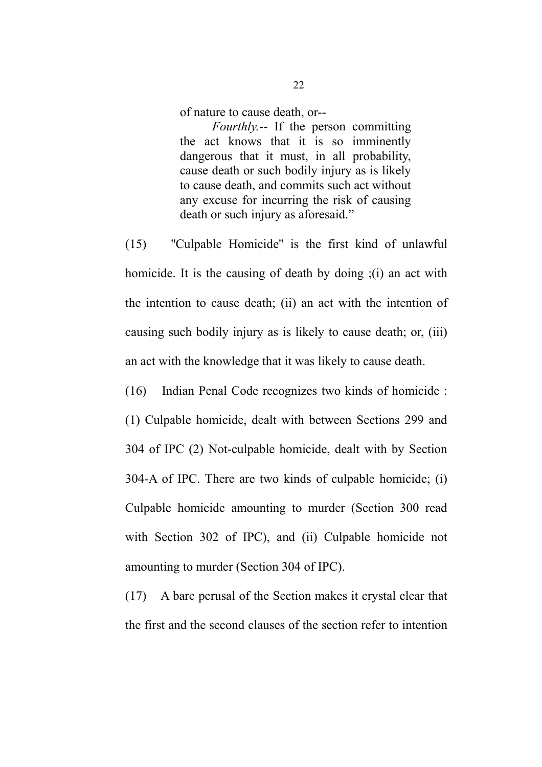> of nature to cause death, or--
>
> *Fourthly.*-- If the person committing the act knows that it is so imminently dangerous that it must, in all probability, cause death or such bodily injury as is likely to cause death, and commits such act without any excuse for incurring the risk of causing death or such injury as aforesaid."

(15) "Culpable Homicide" is the first kind of unlawful homicide. It is the causing of death by doing ;(i) an act with the intention to cause death; (ii) an act with the intention of causing such bodily injury as is likely to cause death; or, (iii) an act with the knowledge that it was likely to cause death.

(16) Indian Penal Code recognizes two kinds of homicide : (1) Culpable homicide, dealt with between Sections 299 and 304 of IPC (2) Not-culpable homicide, dealt with by Section 304-A of IPC. There are two kinds of culpable homicide; (i) Culpable homicide amounting to murder (Section 300 read with Section 302 of IPC), and (ii) Culpable homicide not amounting to murder (Section 304 of IPC).

(17) A bare perusal of the Section makes it crystal clear that the first and the second clauses of the section refer to intention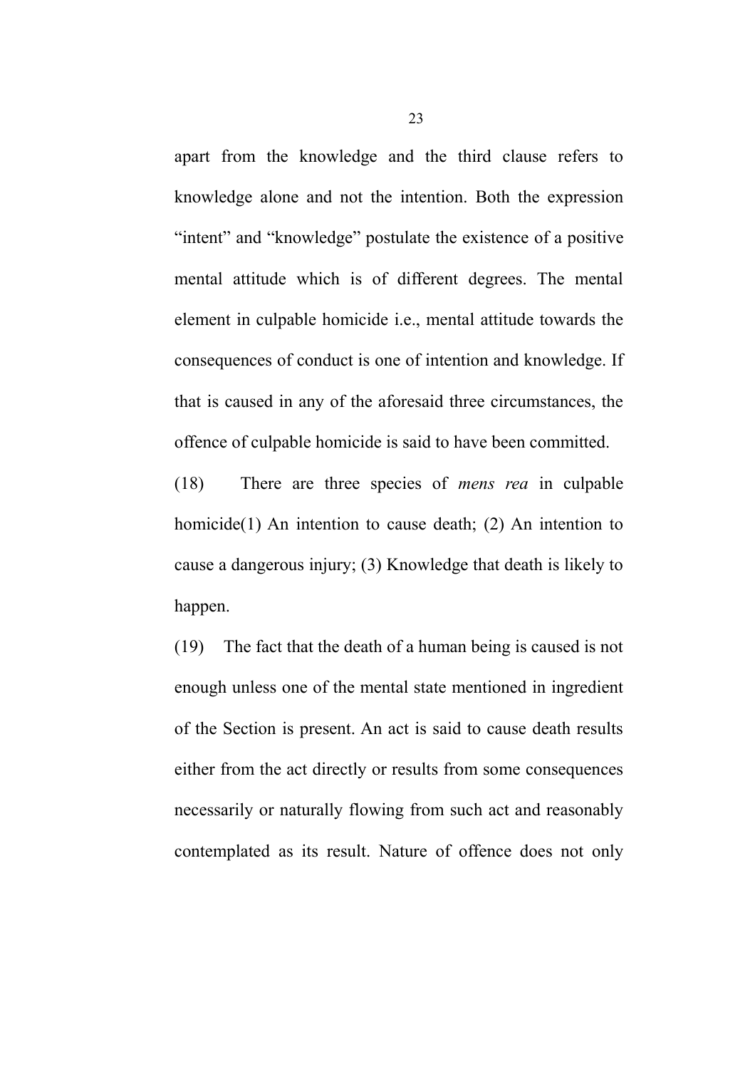apart from the knowledge and the third clause refers to knowledge alone and not the intention. Both the expression “intent” and “knowledge” postulate the existence of a positive mental attitude which is of different degrees. The mental element in culpable homicide i.e., mental attitude towards the consequences of conduct is one of intention and knowledge. If that is caused in any of the aforesaid three circumstances, the offence of culpable homicide is said to have been committed.

(18) There are three species of *mens rea* in culpable homicide(1) An intention to cause death; (2) An intention to cause a dangerous injury; (3) Knowledge that death is likely to happen.

(19) The fact that the death of a human being is caused is not enough unless one of the mental state mentioned in ingredient of the Section is present. An act is said to cause death results either from the act directly or results from some consequences necessarily or naturally flowing from such act and reasonably contemplated as its result. Nature of offence does not only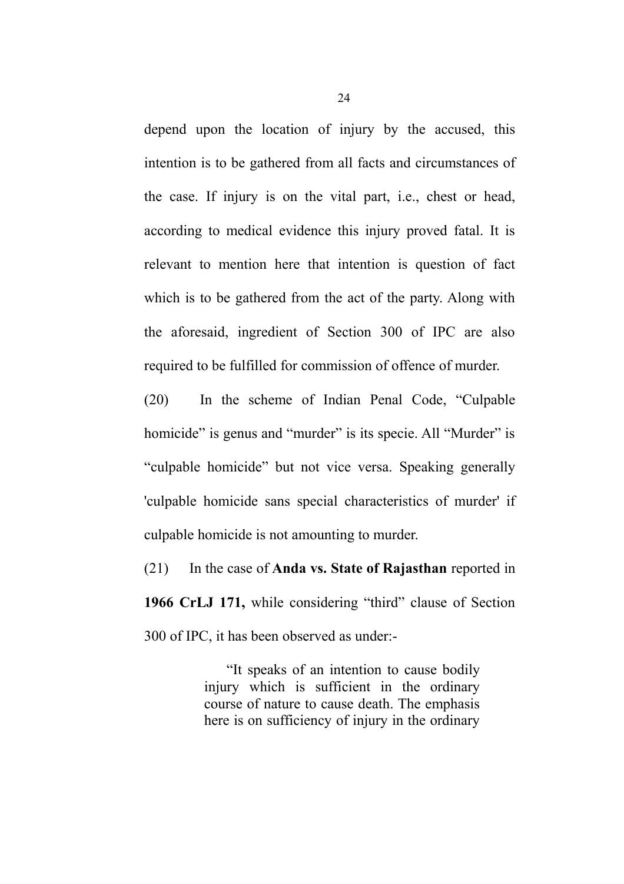depend upon the location of injury by the accused, this intention is to be gathered from all facts and circumstances of the case. If injury is on the vital part, i.e., chest or head, according to medical evidence this injury proved fatal. It is relevant to mention here that intention is question of fact which is to be gathered from the act of the party. Along with the aforesaid, ingredient of Section 300 of IPC are also required to be fulfilled for commission of offence of murder.

(20) In the scheme of Indian Penal Code, "Culpable homicide" is genus and "murder" is its specie. All "Murder" is "culpable homicide" but not vice versa. Speaking generally 'culpable homicide sans special characteristics of murder' if culpable homicide is not amounting to murder.

(21) In the case of **Anda vs. State of Rajasthan** reported in **1966 CrLJ 171,** while considering "third" clause of Section 300 of IPC, it has been observed as under:-

> "It speaks of an intention to cause bodily injury which is sufficient in the ordinary course of nature to cause death. The emphasis here is on sufficiency of injury in the ordinary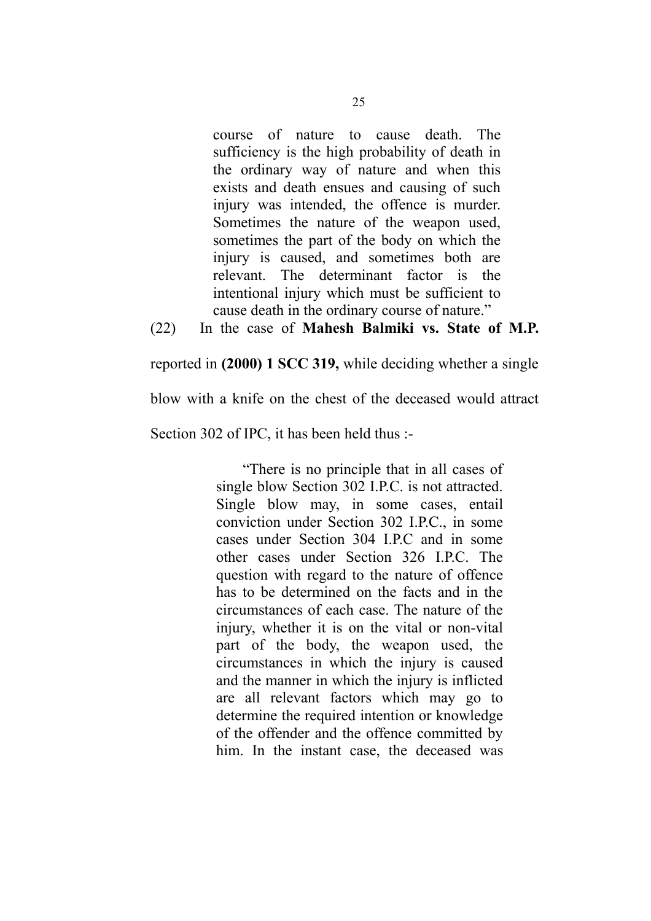> course of nature to cause death. The sufficiency is the high probability of death in the ordinary way of nature and when this exists and death ensues and causing of such injury was intended, the offence is murder. Sometimes the nature of the weapon used, sometimes the part of the body on which the injury is caused, and sometimes both are relevant. The determinant factor is the intentional injury which must be sufficient to cause death in the ordinary course of nature."

(22) In the case of **Mahesh Balmiki vs. State of M.P.** reported in **(2000) 1 SCC 319,** while deciding whether a single blow with a knife on the chest of the deceased would attract Section 302 of IPC, it has been held thus :-

> "There is no principle that in all cases of single blow Section 302 I.P.C. is not attracted. Single blow may, in some cases, entail conviction under Section 302 I.P.C., in some cases under Section 304 I.P.C and in some other cases under Section 326 I.P.C. The question with regard to the nature of offence has to be determined on the facts and in the circumstances of each case. The nature of the injury, whether it is on the vital or non-vital part of the body, the weapon used, the circumstances in which the injury is caused and the manner in which the injury is inflicted are all relevant factors which may go to determine the required intention or knowledge of the offender and the offence committed by him. In the instant case, the deceased was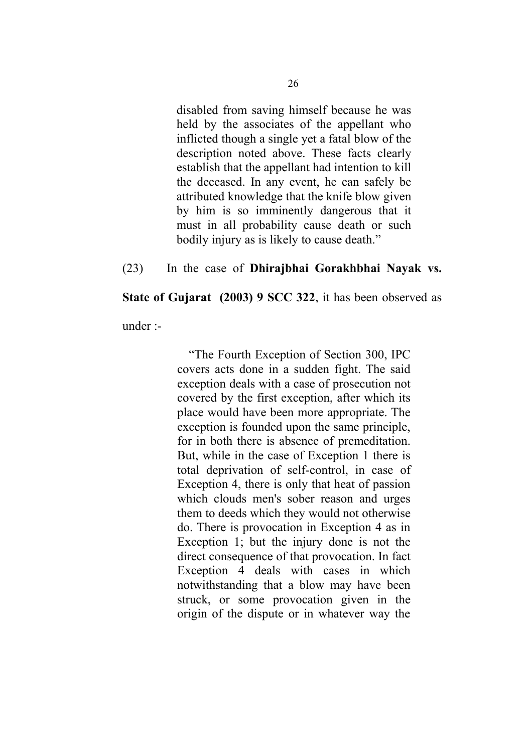> disabled from saving himself because he was held by the associates of the appellant who inflicted though a single yet a fatal blow of the description noted above. These facts clearly establish that the appellant had intention to kill the deceased. In any event, he can safely be attributed knowledge that the knife blow given by him is so imminently dangerous that it must in all probability cause death or such bodily injury as is likely to cause death."

(23) In the case of **Dhirajbhai Gorakhbhai Nayak vs. State of Gujarat (2003) 9 SCC 322**, it has been observed as under :-

> "The Fourth Exception of Section 300, IPC covers acts done in a sudden fight. The said exception deals with a case of prosecution not covered by the first exception, after which its place would have been more appropriate. The exception is founded upon the same principle, for in both there is absence of premeditation. But, while in the case of Exception 1 there is total deprivation of self-control, in case of Exception 4, there is only that heat of passion which clouds men's sober reason and urges them to deeds which they would not otherwise do. There is provocation in Exception 4 as in Exception 1; but the injury done is not the direct consequence of that provocation. In fact Exception 4 deals with cases in which notwithstanding that a blow may have been struck, or some provocation given in the origin of the dispute or in whatever way the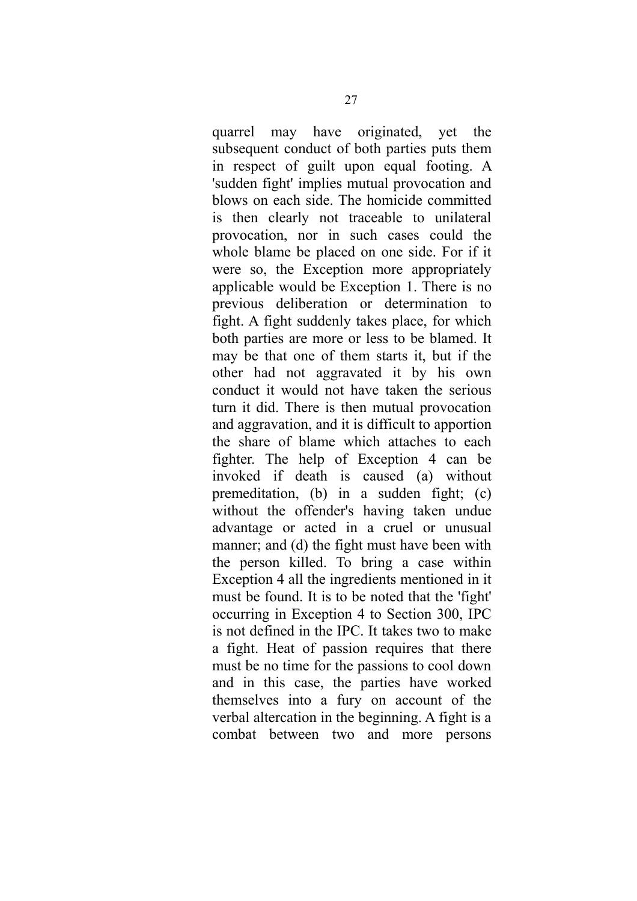quarrel may have originated, yet the subsequent conduct of both parties puts them in respect of guilt upon equal footing. A 'sudden fight' implies mutual provocation and blows on each side. The homicide committed is then clearly not traceable to unilateral provocation, nor in such cases could the whole blame be placed on one side. For if it were so, the Exception more appropriately applicable would be Exception 1. There is no previous deliberation or determination to fight. A fight suddenly takes place, for which both parties are more or less to be blamed. It may be that one of them starts it, but if the other had not aggravated it by his own conduct it would not have taken the serious turn it did. There is then mutual provocation and aggravation, and it is difficult to apportion the share of blame which attaches to each fighter. The help of Exception 4 can be invoked if death is caused (a) without premeditation, (b) in a sudden fight; (c) without the offender's having taken undue advantage or acted in a cruel or unusual manner; and (d) the fight must have been with the person killed. To bring a case within Exception 4 all the ingredients mentioned in it must be found. It is to be noted that the 'fight' occurring in Exception 4 to Section 300, IPC is not defined in the IPC. It takes two to make a fight. Heat of passion requires that there must be no time for the passions to cool down and in this case, the parties have worked themselves into a fury on account of the verbal altercation in the beginning. A fight is a combat between two and more persons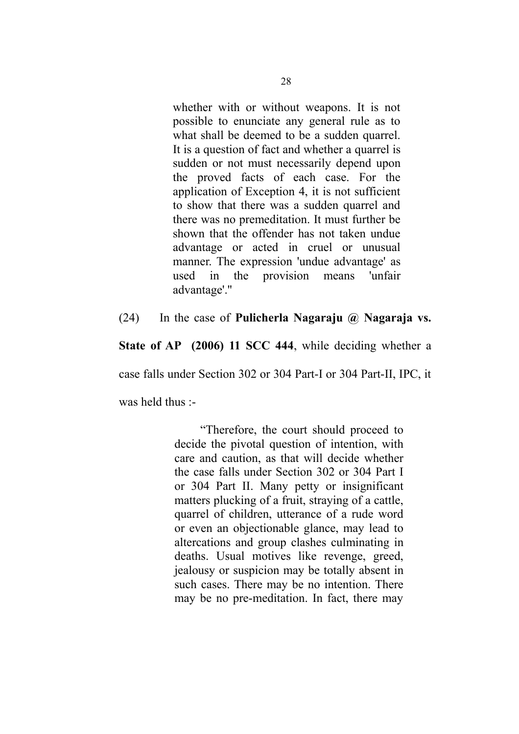> whether with or without weapons. It is not possible to enunciate any general rule as to what shall be deemed to be a sudden quarrel. It is a question of fact and whether a quarrel is sudden or not must necessarily depend upon the proved facts of each case. For the application of Exception 4, it is not sufficient to show that there was a sudden quarrel and there was no premeditation. It must further be shown that the offender has not taken undue advantage or acted in cruel or unusual manner. The expression 'undue advantage' as used in the provision means 'unfair advantage'."

(24) In the case of **Pulicherla Nagaraju @ Nagaraja vs. State of AP (2006) 11 SCC 444**, while deciding whether a case falls under Section 302 or 304 Part-I or 304 Part-II, IPC, it was held thus :-

> "Therefore, the court should proceed to decide the pivotal question of intention, with care and caution, as that will decide whether the case falls under Section 302 or 304 Part I or 304 Part II. Many petty or insignificant matters plucking of a fruit, straying of a cattle, quarrel of children, utterance of a rude word or even an objectionable glance, may lead to altercations and group clashes culminating in deaths. Usual motives like revenge, greed, jealousy or suspicion may be totally absent in such cases. There may be no intention. There may be no pre-meditation. In fact, there may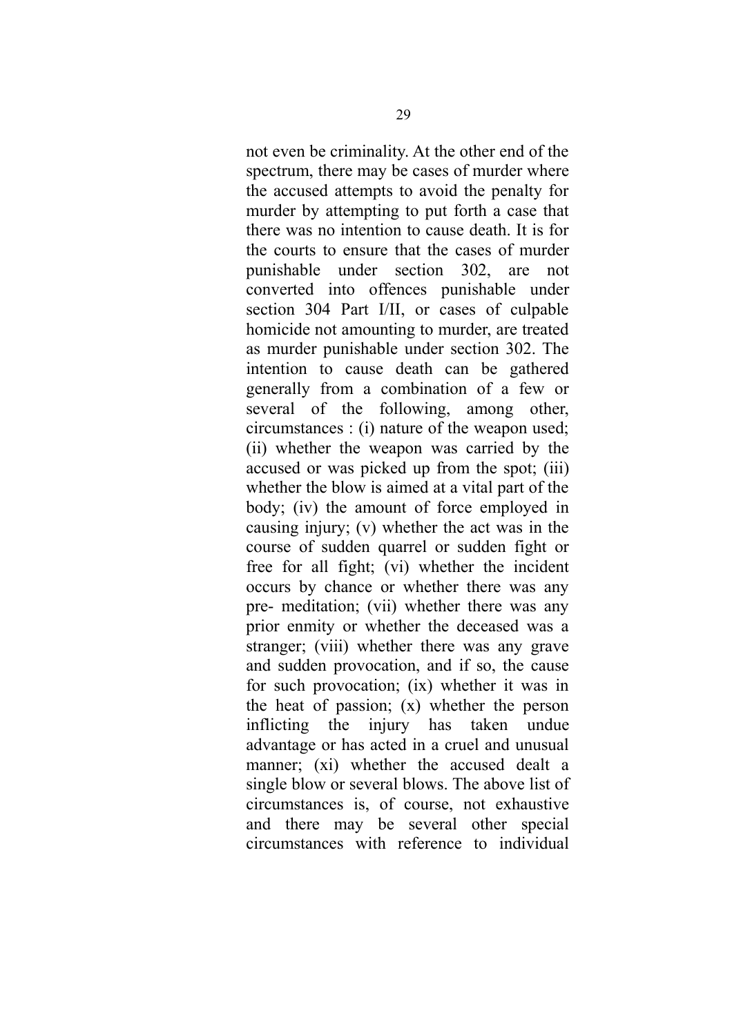not even be criminality. At the other end of the spectrum, there may be cases of murder where the accused attempts to avoid the penalty for murder by attempting to put forth a case that there was no intention to cause death. It is for the courts to ensure that the cases of murder punishable under section 302, are not converted into offences punishable under section 304 Part I/II, or cases of culpable homicide not amounting to murder, are treated as murder punishable under section 302. The intention to cause death can be gathered generally from a combination of a few or several of the following, among other, circumstances : (i) nature of the weapon used; (ii) whether the weapon was carried by the accused or was picked up from the spot; (iii) whether the blow is aimed at a vital part of the body; (iv) the amount of force employed in causing injury; (v) whether the act was in the course of sudden quarrel or sudden fight or free for all fight; (vi) whether the incident occurs by chance or whether there was any pre- meditation; (vii) whether there was any prior enmity or whether the deceased was a stranger; (viii) whether there was any grave and sudden provocation, and if so, the cause for such provocation; (ix) whether it was in the heat of passion; (x) whether the person inflicting the injury has taken undue advantage or has acted in a cruel and unusual manner; (xi) whether the accused dealt a single blow or several blows. The above list of circumstances is, of course, not exhaustive and there may be several other special circumstances with reference to individual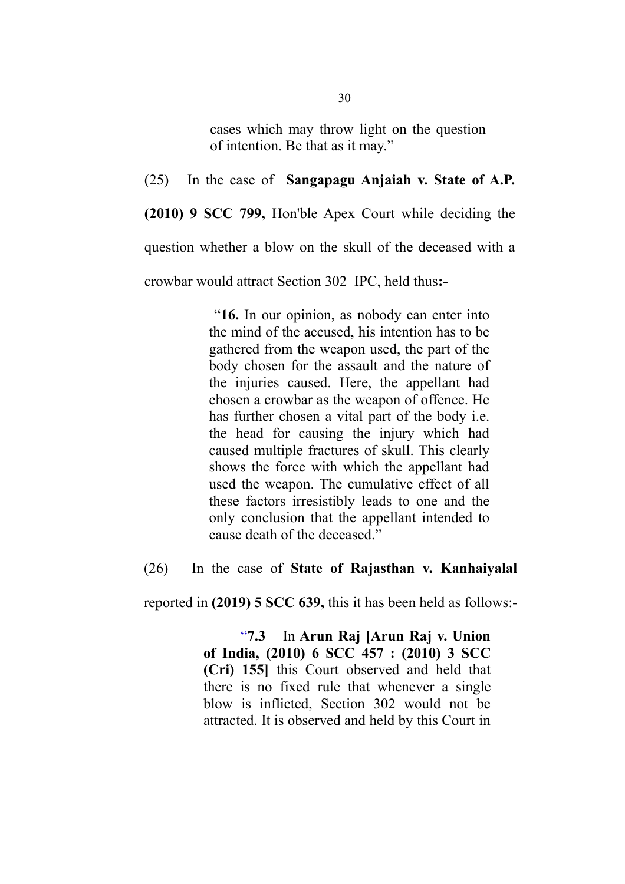> cases which may throw light on the question of intention. Be that as it may."

(25) In the case of **Sangapagu Anjaiah v. State of A.P. (2010) 9 SCC 799,** Hon'ble Apex Court while deciding the question whether a blow on the skull of the deceased with a crowbar would attract Section 302 IPC, held thus**:-**

> "**16.** In our opinion, as nobody can enter into the mind of the accused, his intention has to be gathered from the weapon used, the part of the body chosen for the assault and the nature of the injuries caused. Here, the appellant had chosen a crowbar as the weapon of offence. He has further chosen a vital part of the body i.e. the head for causing the injury which had caused multiple fractures of skull. This clearly shows the force with which the appellant had used the weapon. The cumulative effect of all these factors irresistibly leads to one and the only conclusion that the appellant intended to cause death of the deceased."

(26) In the case of **State of Rajasthan v. Kanhaiyalal** reported in **(2019) 5 SCC 639,** this it has been held as follows:-

> "**7.3** In **Arun Raj [Arun Raj v. Union of India, (2010) 6 SCC 457 : (2010) 3 SCC (Cri) 155]** this Court observed and held that there is no fixed rule that whenever a single blow is inflicted, Section 302 would not be attracted. It is observed and held by this Court in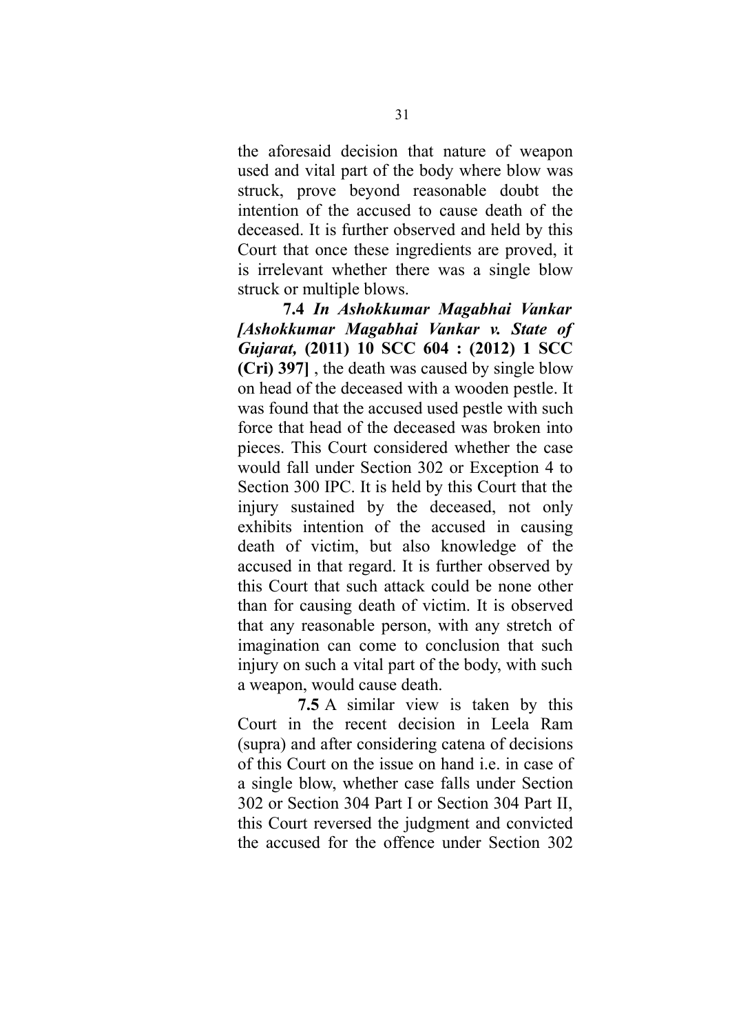the aforesaid decision that nature of weapon used and vital part of the body where blow was struck, prove beyond reasonable doubt the intention of the accused to cause death of the deceased. It is further observed and held by this Court that once these ingredients are proved, it is irrelevant whether there was a single blow struck or multiple blows.

**7.4** ***In Ashokkumar Magabhai Vankar [Ashokkumar Magabhai Vankar v. State of Gujarat,*** **(2011) 10 SCC 604 : (2012) 1 SCC (Cri) 397]** , the death was caused by single blow on head of the deceased with a wooden pestle. It was found that the accused used pestle with such force that head of the deceased was broken into pieces. This Court considered whether the case would fall under Section 302 or Exception 4 to Section 300 IPC. It is held by this Court that the injury sustained by the deceased, not only exhibits intention of the accused in causing death of victim, but also knowledge of the accused in that regard. It is further observed by this Court that such attack could be none other than for causing death of victim. It is observed that any reasonable person, with any stretch of imagination can come to conclusion that such injury on such a vital part of the body, with such a weapon, would cause death.

**7.5** A similar view is taken by this Court in the recent decision in Leela Ram (supra) and after considering catena of decisions of this Court on the issue on hand i.e. in case of a single blow, whether case falls under Section 302 or Section 304 Part I or Section 304 Part II, this Court reversed the judgment and convicted the accused for the offence under Section 302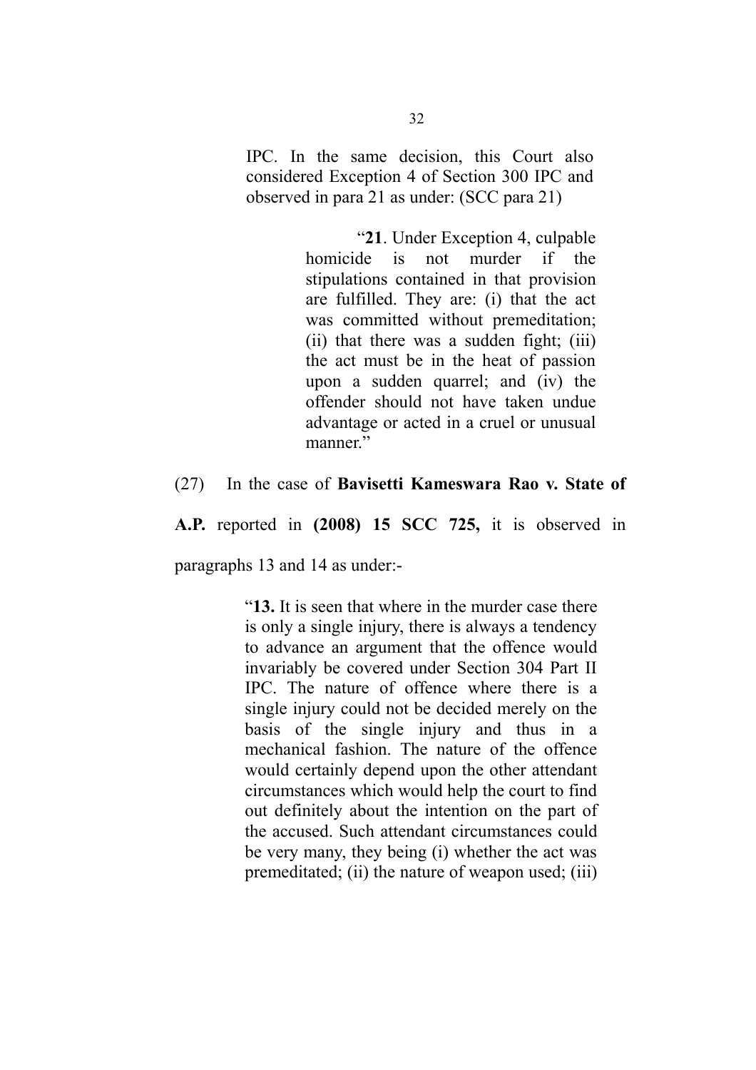> IPC. In the same decision, this Court also considered Exception 4 of Section 300 IPC and observed in para 21 as under: (SCC para 21)
>
> > "**21**. Under Exception 4, culpable homicide is not murder if the stipulations contained in that provision are fulfilled. They are: (i) that the act was committed without premeditation; (ii) that there was a sudden fight; (iii) the act must be in the heat of passion upon a sudden quarrel; and (iv) the offender should not have taken undue advantage or acted in a cruel or unusual manner."

(27) In the case of **Bavisetti Kameswara Rao v. State of A.P.** reported in **(2008) 15 SCC 725,** it is observed in paragraphs 13 and 14 as under:-

> "**13.** It is seen that where in the murder case there is only a single injury, there is always a tendency to advance an argument that the offence would invariably be covered under Section 304 Part II IPC. The nature of offence where there is a single injury could not be decided merely on the basis of the single injury and thus in a mechanical fashion. The nature of the offence would certainly depend upon the other attendant circumstances which would help the court to find out definitely about the intention on the part of the accused. Such attendant circumstances could be very many, they being (i) whether the act was premeditated; (ii) the nature of weapon used; (iii)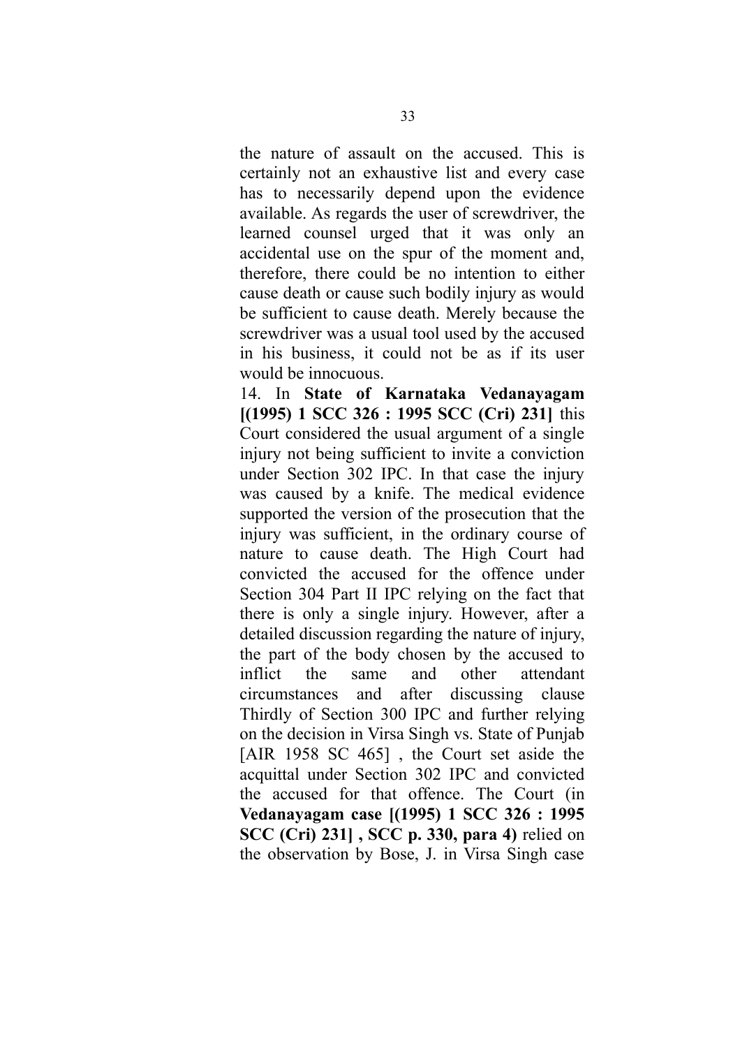the nature of assault on the accused. This is certainly not an exhaustive list and every case has to necessarily depend upon the evidence available. As regards the user of screwdriver, the learned counsel urged that it was only an accidental use on the spur of the moment and, therefore, there could be no intention to either cause death or cause such bodily injury as would be sufficient to cause death. Merely because the screwdriver was a usual tool used by the accused in his business, it could not be as if its user would be innocuous.

14. In **State of Karnataka Vedanayagam [(1995) 1 SCC 326 : 1995 SCC (Cri) 231]** this Court considered the usual argument of a single injury not being sufficient to invite a conviction under Section 302 IPC. In that case the injury was caused by a knife. The medical evidence supported the version of the prosecution that the injury was sufficient, in the ordinary course of nature to cause death. The High Court had convicted the accused for the offence under Section 304 Part II IPC relying on the fact that there is only a single injury. However, after a detailed discussion regarding the nature of injury, the part of the body chosen by the accused to inflict the same and other attendant circumstances and after discussing clause Thirdly of Section 300 IPC and further relying on the decision in Virsa Singh vs. State of Punjab [AIR 1958 SC 465] , the Court set aside the acquittal under Section 302 IPC and convicted the accused for that offence. The Court (in **Vedanayagam case [(1995) 1 SCC 326 : 1995 SCC (Cri) 231] , SCC p. 330, para 4)** relied on the observation by Bose, J. in Virsa Singh case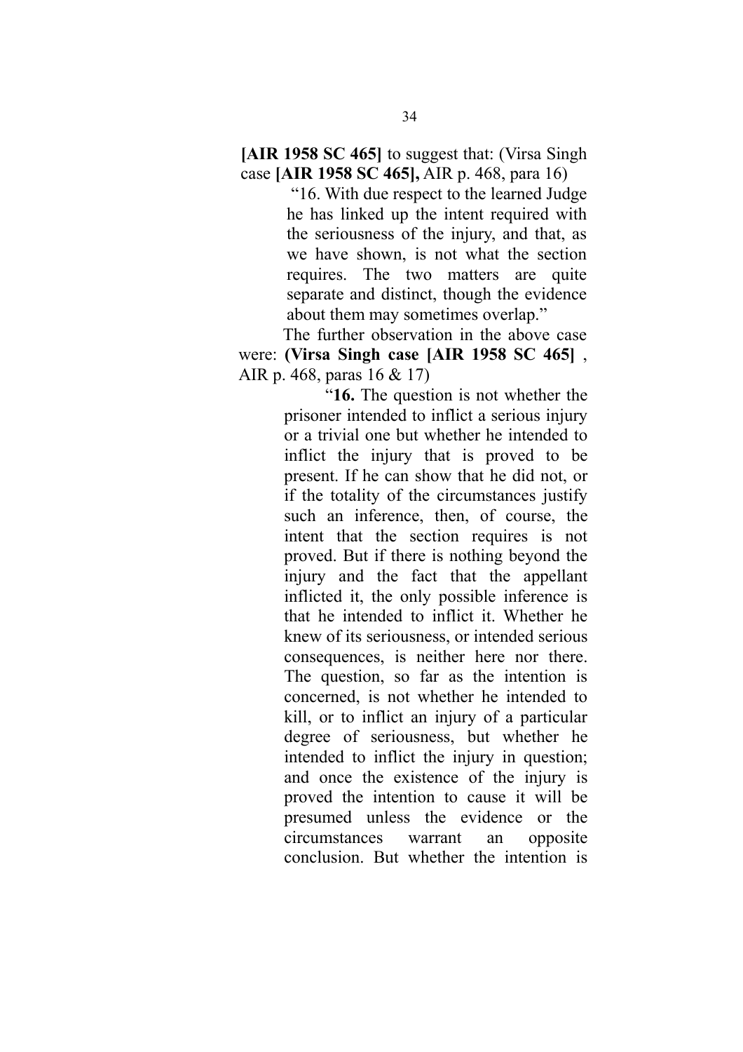**[AIR 1958 SC 465]** to suggest that: (Virsa Singh case **[AIR 1958 SC 465],** AIR p. 468, para 16)

> "16. With due respect to the learned Judge he has linked up the intent required with the seriousness of the injury, and that, as we have shown, is not what the section requires. The two matters are quite separate and distinct, though the evidence about them may sometimes overlap."

The further observation in the above case were: **(Virsa Singh case [AIR 1958 SC 465]** , AIR p. 468, paras 16 & 17)

> "**16.** The question is not whether the prisoner intended to inflict a serious injury or a trivial one but whether he intended to inflict the injury that is proved to be present. If he can show that he did not, or if the totality of the circumstances justify such an inference, then, of course, the intent that the section requires is not proved. But if there is nothing beyond the injury and the fact that the appellant inflicted it, the only possible inference is that he intended to inflict it. Whether he knew of its seriousness, or intended serious consequences, is neither here nor there. The question, so far as the intention is concerned, is not whether he intended to kill, or to inflict an injury of a particular degree of seriousness, but whether he intended to inflict the injury in question; and once the existence of the injury is proved the intention to cause it will be presumed unless the evidence or the circumstances warrant an opposite conclusion. But whether the intention is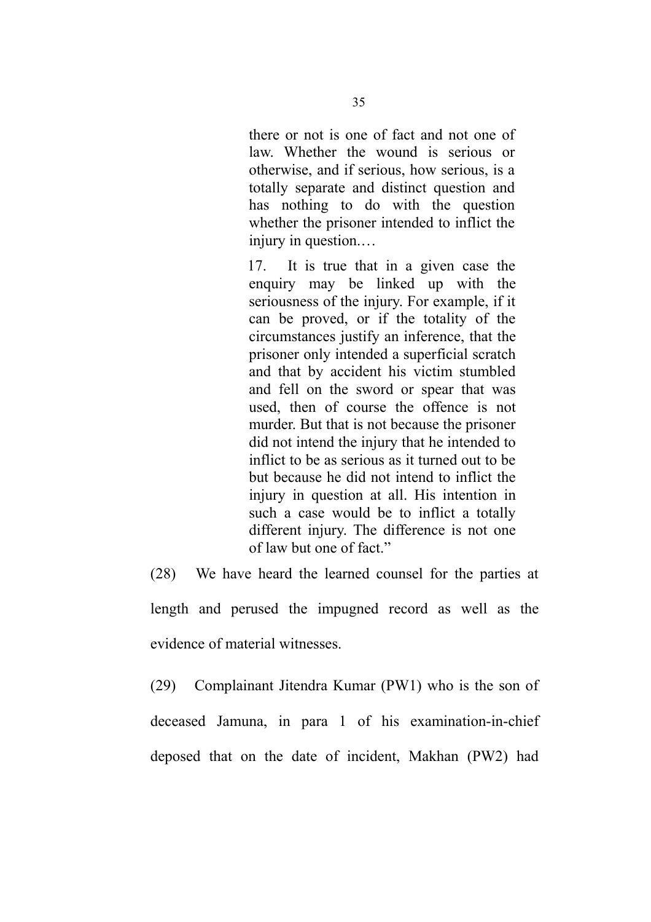> there or not is one of fact and not one of law. Whether the wound is serious or otherwise, and if serious, how serious, is a totally separate and distinct question and has nothing to do with the question whether the prisoner intended to inflict the injury in question.…
>
> 17. It is true that in a given case the enquiry may be linked up with the seriousness of the injury. For example, if it can be proved, or if the totality of the circumstances justify an inference, that the prisoner only intended a superficial scratch and that by accident his victim stumbled and fell on the sword or spear that was used, then of course the offence is not murder. But that is not because the prisoner did not intend the injury that he intended to inflict to be as serious as it turned out to be but because he did not intend to inflict the injury in question at all. His intention in such a case would be to inflict a totally different injury. The difference is not one of law but one of fact."

(28) We have heard the learned counsel for the parties at length and perused the impugned record as well as the evidence of material witnesses.

(29) Complainant Jitendra Kumar (PW1) who is the son of deceased Jamuna, in para 1 of his examination-in-chief deposed that on the date of incident, Makhan (PW2) had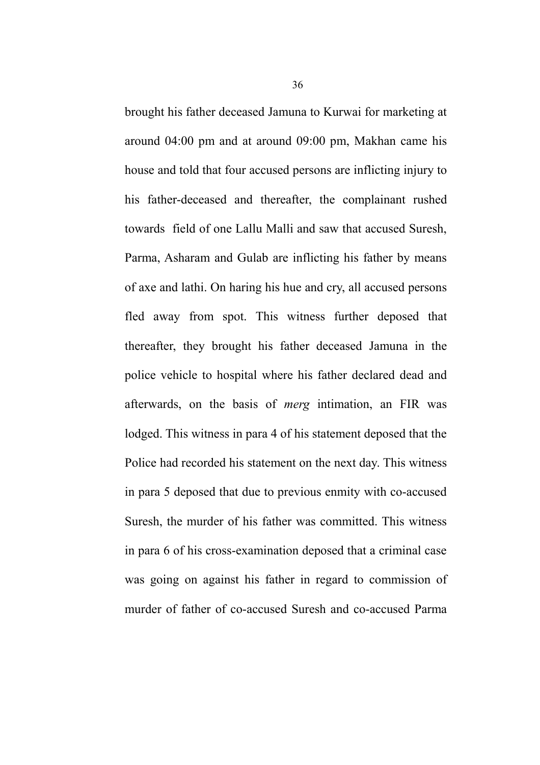brought his father deceased Jamuna to Kurwai for marketing at around 04:00 pm and at around 09:00 pm, Makhan came his house and told that four accused persons are inflicting injury to his father-deceased and thereafter, the complainant rushed towards field of one Lallu Malli and saw that accused Suresh, Parma, Asharam and Gulab are inflicting his father by means of axe and lathi. On haring his hue and cry, all accused persons fled away from spot. This witness further deposed that thereafter, they brought his father deceased Jamuna in the police vehicle to hospital where his father declared dead and afterwards, on the basis of *merg* intimation, an FIR was lodged. This witness in para 4 of his statement deposed that the Police had recorded his statement on the next day. This witness in para 5 deposed that due to previous enmity with co-accused Suresh, the murder of his father was committed. This witness in para 6 of his cross-examination deposed that a criminal case was going on against his father in regard to commission of murder of father of co-accused Suresh and co-accused Parma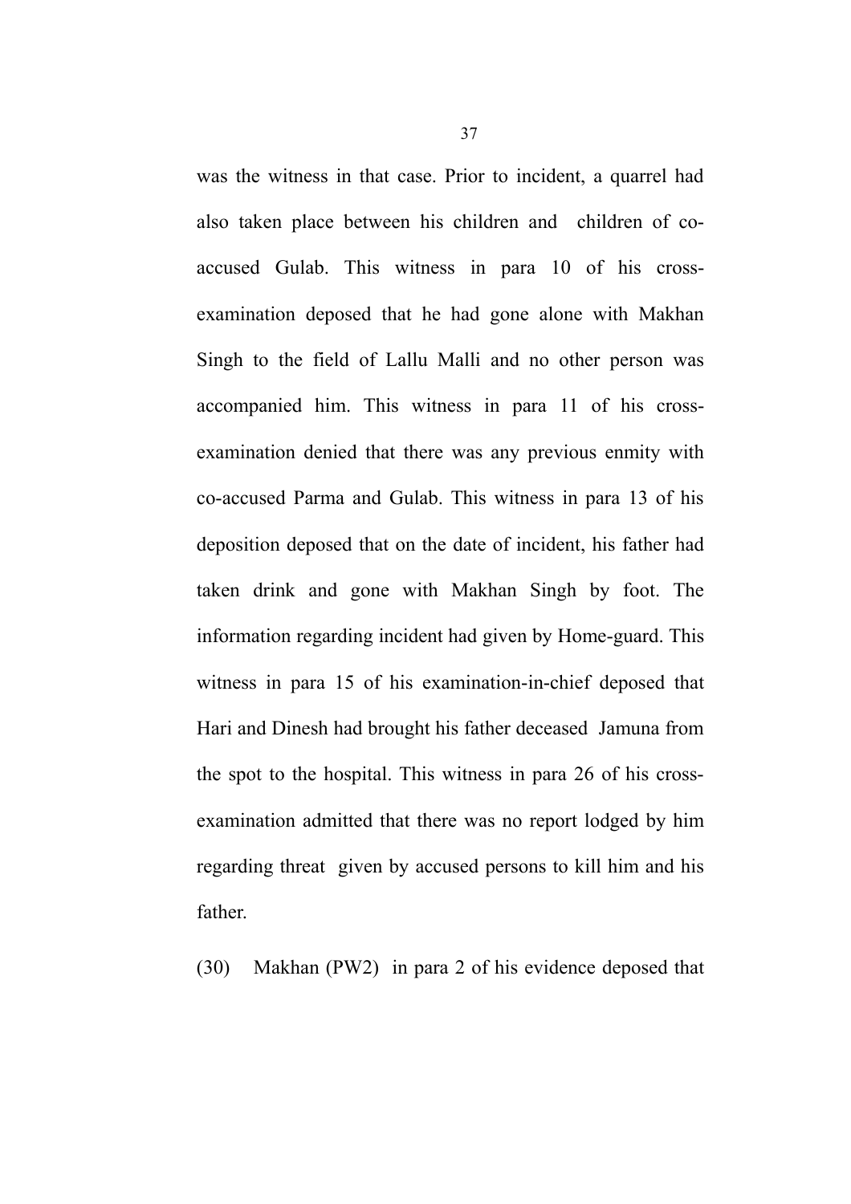was the witness in that case. Prior to incident, a quarrel had also taken place between his children and children of co-accused Gulab. This witness in para 10 of his cross-examination deposed that he had gone alone with Makhan Singh to the field of Lallu Malli and no other person was accompanied him. This witness in para 11 of his cross-examination denied that there was any previous enmity with co-accused Parma and Gulab. This witness in para 13 of his deposition deposed that on the date of incident, his father had taken drink and gone with Makhan Singh by foot. The information regarding incident had given by Home-guard. This witness in para 15 of his examination-in-chief deposed that Hari and Dinesh had brought his father deceased Jamuna from the spot to the hospital. This witness in para 26 of his cross-examination admitted that there was no report lodged by him regarding threat given by accused persons to kill him and his father.

(30) Makhan (PW2) in para 2 of his evidence deposed that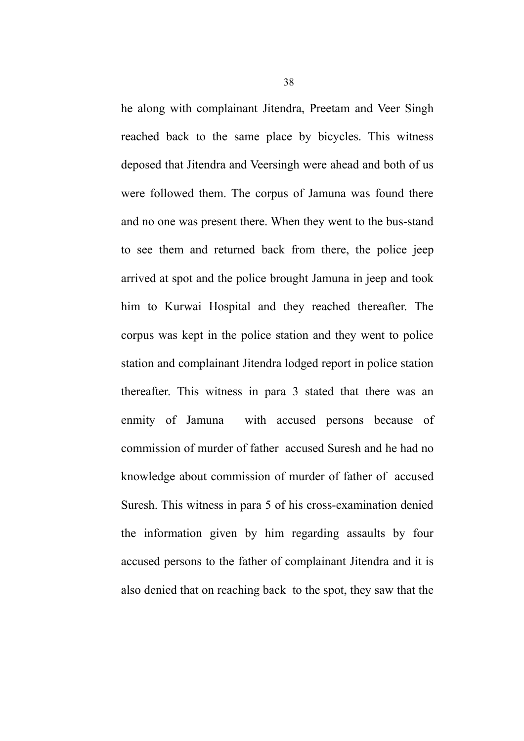he along with complainant Jitendra, Preetam and Veer Singh reached back to the same place by bicycles. This witness deposed that Jitendra and Veersingh were ahead and both of us were followed them. The corpus of Jamuna was found there and no one was present there. When they went to the bus-stand to see them and returned back from there, the police jeep arrived at spot and the police brought Jamuna in jeep and took him to Kurwai Hospital and they reached thereafter. The corpus was kept in the police station and they went to police station and complainant Jitendra lodged report in police station thereafter. This witness in para 3 stated that there was an enmity of Jamuna with accused persons because of commission of murder of father accused Suresh and he had no knowledge about commission of murder of father of accused Suresh. This witness in para 5 of his cross-examination denied the information given by him regarding assaults by four accused persons to the father of complainant Jitendra and it is also denied that on reaching back to the spot, they saw that the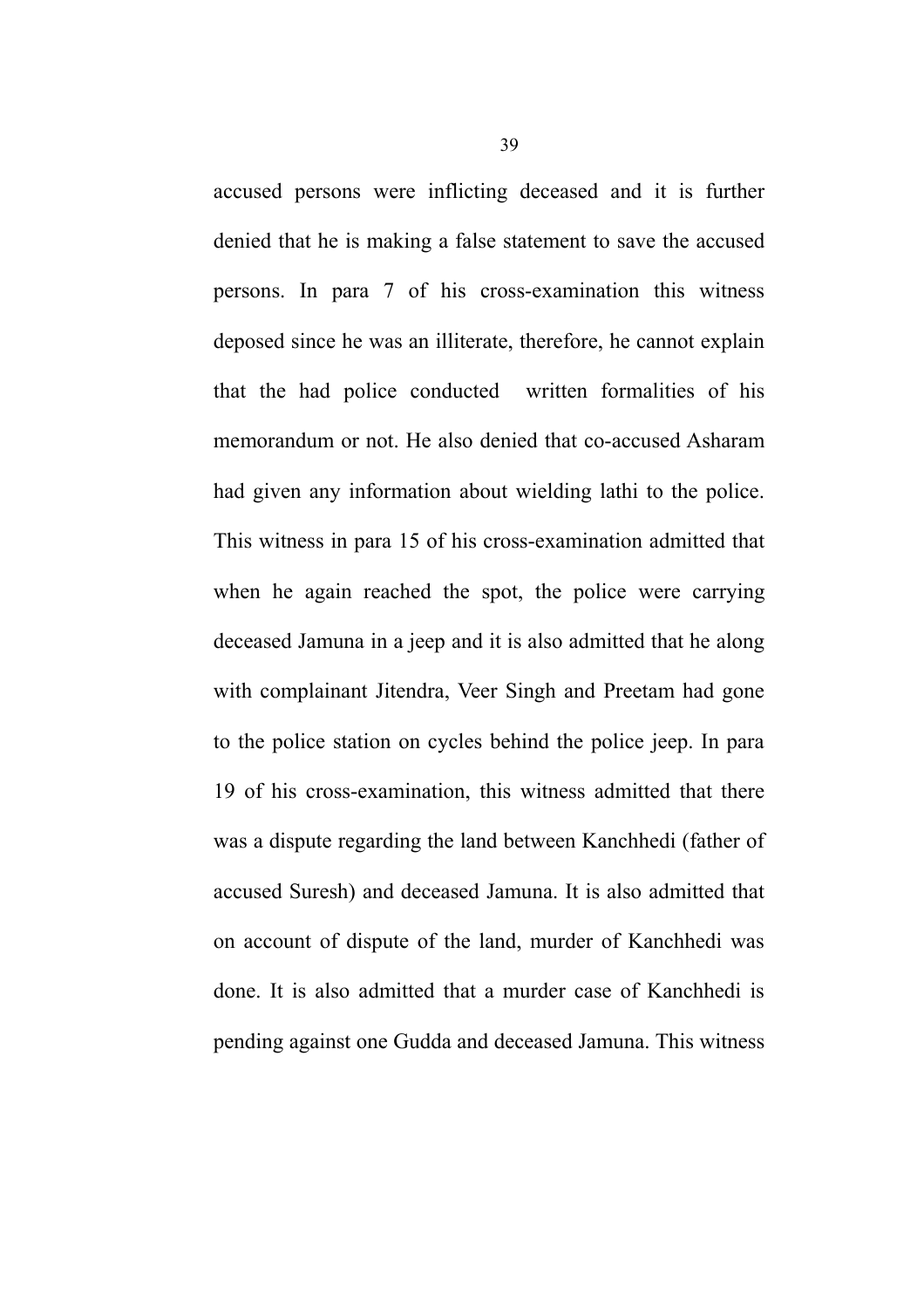accused persons were inflicting deceased and it is further denied that he is making a false statement to save the accused persons. In para 7 of his cross-examination this witness deposed since he was an illiterate, therefore, he cannot explain that the had police conducted written formalities of his memorandum or not. He also denied that co-accused Asharam had given any information about wielding lathi to the police. This witness in para 15 of his cross-examination admitted that when he again reached the spot, the police were carrying deceased Jamuna in a jeep and it is also admitted that he along with complainant Jitendra, Veer Singh and Preetam had gone to the police station on cycles behind the police jeep. In para 19 of his cross-examination, this witness admitted that there was a dispute regarding the land between Kanchhedi (father of accused Suresh) and deceased Jamuna. It is also admitted that on account of dispute of the land, murder of Kanchhedi was done. It is also admitted that a murder case of Kanchhedi is pending against one Gudda and deceased Jamuna. This witness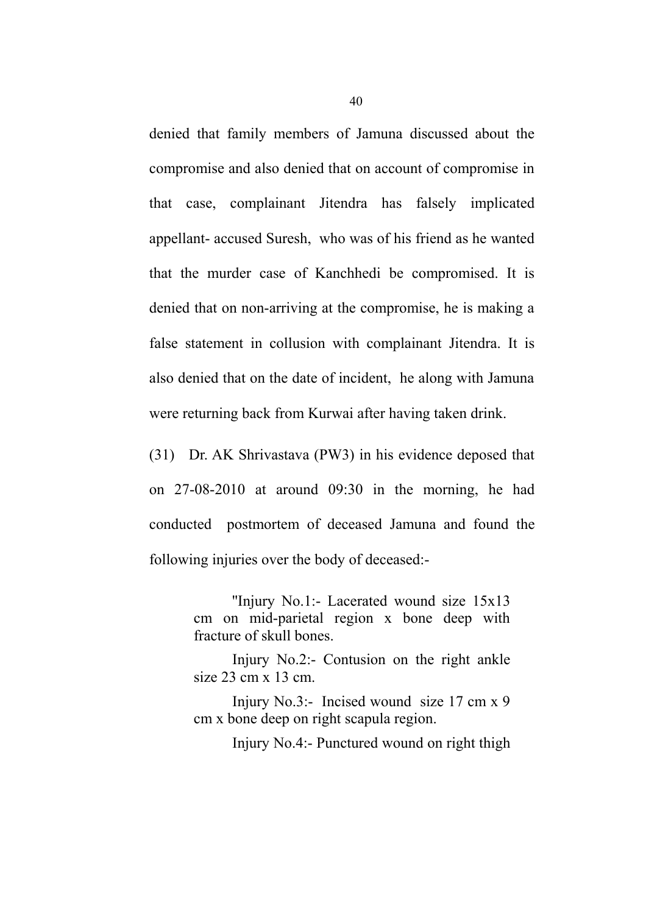denied that family members of Jamuna discussed about the compromise and also denied that on account of compromise in that case, complainant Jitendra has falsely implicated appellant- accused Suresh, who was of his friend as he wanted that the murder case of Kanchhedi be compromised. It is denied that on non-arriving at the compromise, he is making a false statement in collusion with complainant Jitendra. It is also denied that on the date of incident, he along with Jamuna were returning back from Kurwai after having taken drink.

(31) Dr. AK Shrivastava (PW3) in his evidence deposed that on 27-08-2010 at around 09:30 in the morning, he had conducted postmortem of deceased Jamuna and found the following injuries over the body of deceased:-

> "Injury No.1:- Lacerated wound size 15x13 cm on mid-parietal region x bone deep with fracture of skull bones.
>
> Injury No.2:- Contusion on the right ankle size 23 cm x 13 cm.
>
> Injury No.3:- Incised wound size 17 cm x 9 cm x bone deep on right scapula region.
>
> Injury No.4:- Punctured wound on right thigh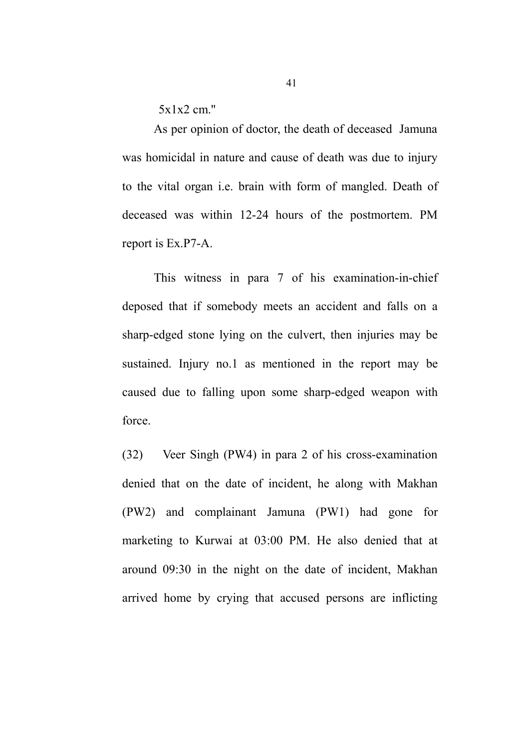5x1x2 cm."

As per opinion of doctor, the death of deceased Jamuna was homicidal in nature and cause of death was due to injury to the vital organ i.e. brain with form of mangled. Death of deceased was within 12-24 hours of the postmortem. PM report is Ex.P7-A.

This witness in para 7 of his examination-in-chief deposed that if somebody meets an accident and falls on a sharp-edged stone lying on the culvert, then injuries may be sustained. Injury no.1 as mentioned in the report may be caused due to falling upon some sharp-edged weapon with force.

(32) Veer Singh (PW4) in para 2 of his cross-examination denied that on the date of incident, he along with Makhan (PW2) and complainant Jamuna (PW1) had gone for marketing to Kurwai at 03:00 PM. He also denied that at around 09:30 in the night on the date of incident, Makhan arrived home by crying that accused persons are inflicting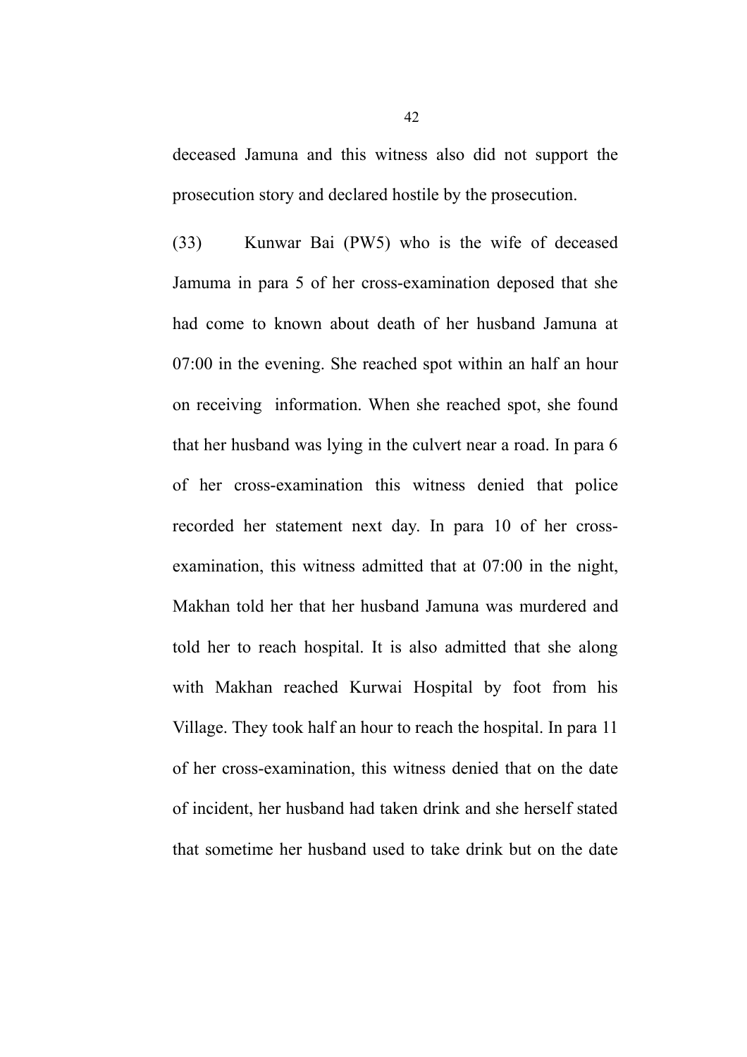deceased Jamuna and this witness also did not support the prosecution story and declared hostile by the prosecution.

(33) Kunwar Bai (PW5) who is the wife of deceased Jamuma in para 5 of her cross-examination deposed that she had come to known about death of her husband Jamuna at 07:00 in the evening. She reached spot within an half an hour on receiving information. When she reached spot, she found that her husband was lying in the culvert near a road. In para 6 of her cross-examination this witness denied that police recorded her statement next day. In para 10 of her cross-examination, this witness admitted that at 07:00 in the night, Makhan told her that her husband Jamuna was murdered and told her to reach hospital. It is also admitted that she along with Makhan reached Kurwai Hospital by foot from his Village. They took half an hour to reach the hospital. In para 11 of her cross-examination, this witness denied that on the date of incident, her husband had taken drink and she herself stated that sometime her husband used to take drink but on the date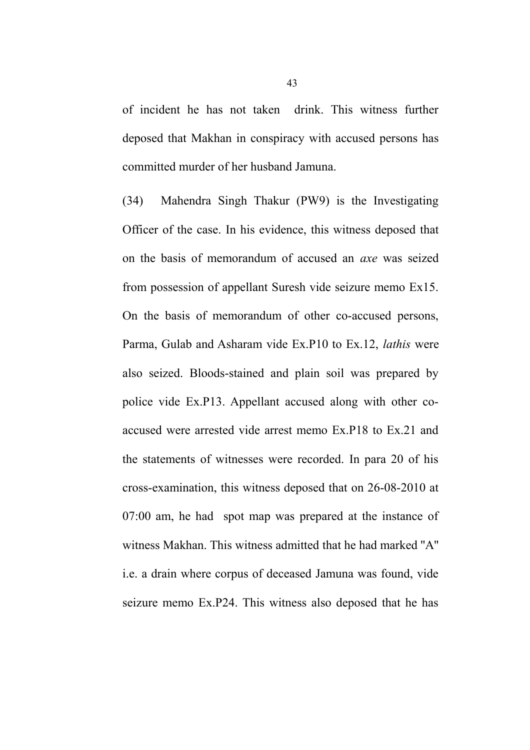of incident he has not taken drink. This witness further deposed that Makhan in conspiracy with accused persons has committed murder of her husband Jamuna.

(34) Mahendra Singh Thakur (PW9) is the Investigating Officer of the case. In his evidence, this witness deposed that on the basis of memorandum of accused an *axe* was seized from possession of appellant Suresh vide seizure memo Ex15. On the basis of memorandum of other co-accused persons, Parma, Gulab and Asharam vide Ex.P10 to Ex.12, *lathis* were also seized. Bloods-stained and plain soil was prepared by police vide Ex.P13. Appellant accused along with other co-accused were arrested vide arrest memo Ex.P18 to Ex.21 and the statements of witnesses were recorded. In para 20 of his cross-examination, this witness deposed that on 26-08-2010 at 07:00 am, he had spot map was prepared at the instance of witness Makhan. This witness admitted that he had marked "A" i.e. a drain where corpus of deceased Jamuna was found, vide seizure memo Ex.P24. This witness also deposed that he has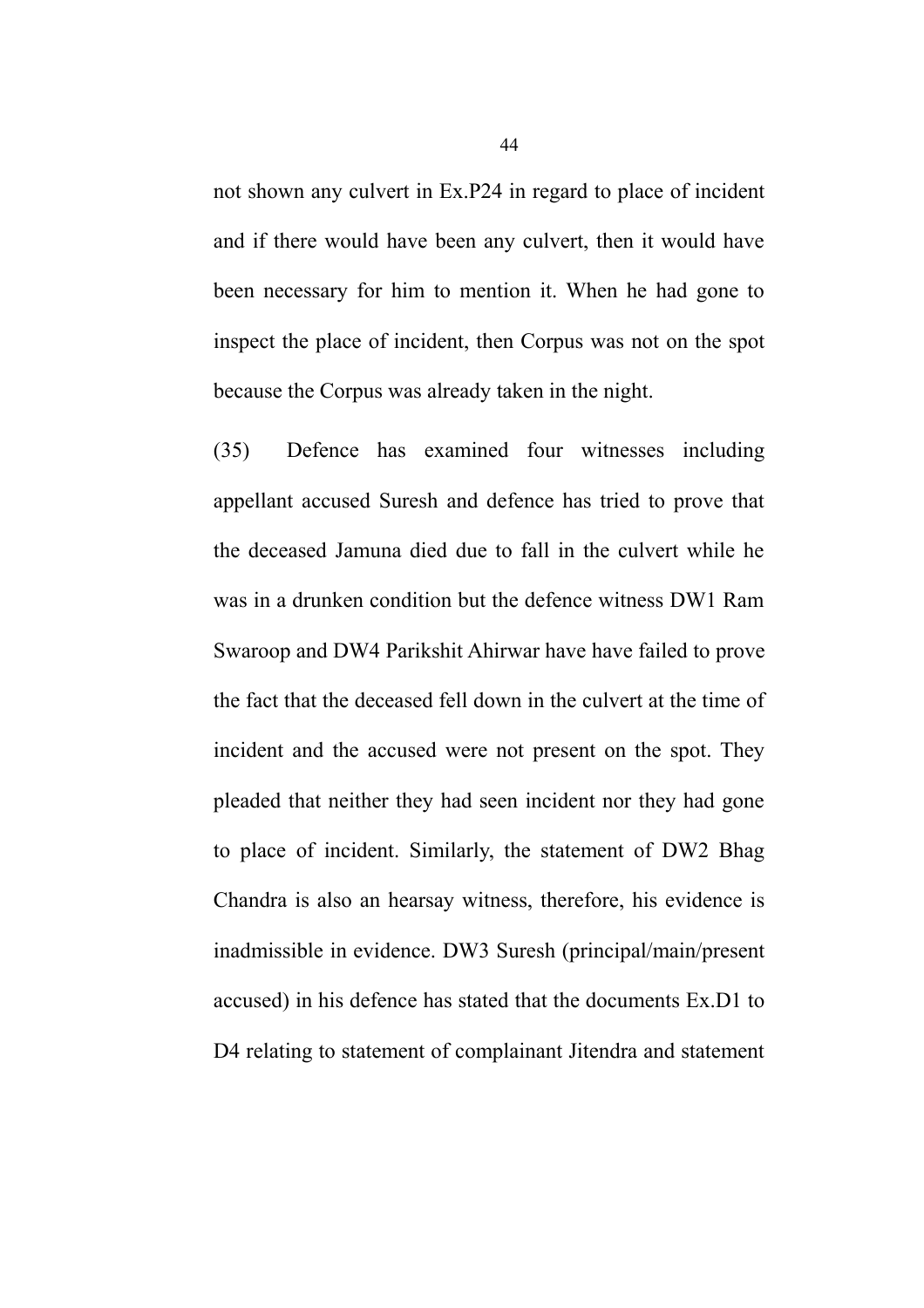not shown any culvert in Ex.P24 in regard to place of incident and if there would have been any culvert, then it would have been necessary for him to mention it. When he had gone to inspect the place of incident, then Corpus was not on the spot because the Corpus was already taken in the night.

(35) Defence has examined four witnesses including appellant accused Suresh and defence has tried to prove that the deceased Jamuna died due to fall in the culvert while he was in a drunken condition but the defence witness DW1 Ram Swaroop and DW4 Parikshit Ahirwar have have failed to prove the fact that the deceased fell down in the culvert at the time of incident and the accused were not present on the spot. They pleaded that neither they had seen incident nor they had gone to place of incident. Similarly, the statement of DW2 Bhag Chandra is also an hearsay witness, therefore, his evidence is inadmissible in evidence. DW3 Suresh (principal/main/present accused) in his defence has stated that the documents Ex.D1 to D4 relating to statement of complainant Jitendra and statement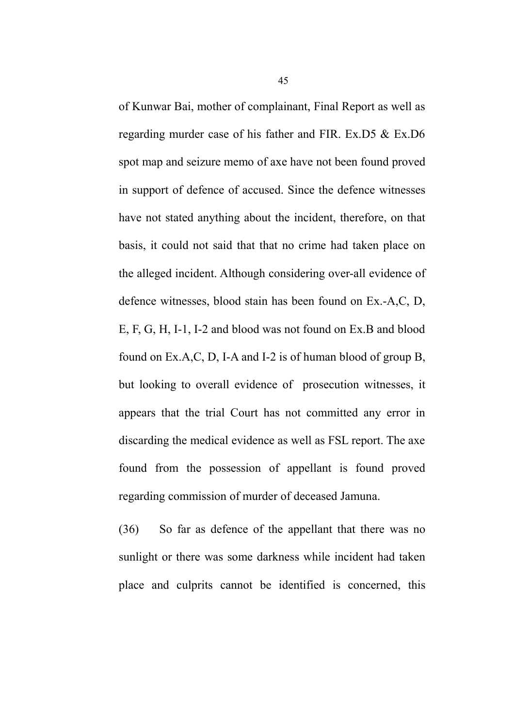of Kunwar Bai, mother of complainant, Final Report as well as regarding murder case of his father and FIR. Ex.D5 & Ex.D6 spot map and seizure memo of axe have not been found proved in support of defence of accused. Since the defence witnesses have not stated anything about the incident, therefore, on that basis, it could not said that that no crime had taken place on the alleged incident. Although considering over-all evidence of defence witnesses, blood stain has been found on Ex.-A,C, D, E, F, G, H, I-1, I-2 and blood was not found on Ex.B and blood found on Ex.A,C, D, I-A and I-2 is of human blood of group B, but looking to overall evidence of prosecution witnesses, it appears that the trial Court has not committed any error in discarding the medical evidence as well as FSL report. The axe found from the possession of appellant is found proved regarding commission of murder of deceased Jamuna.

(36) So far as defence of the appellant that there was no sunlight or there was some darkness while incident had taken place and culprits cannot be identified is concerned, this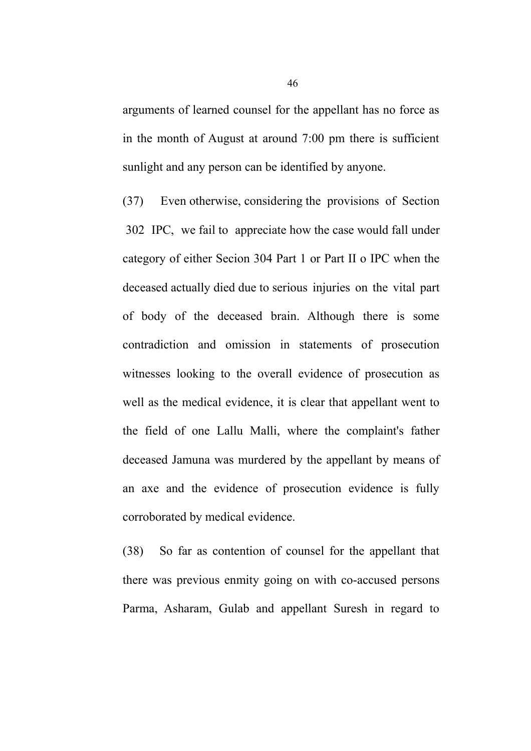arguments of learned counsel for the appellant has no force as in the month of August at around 7:00 pm there is sufficient sunlight and any person can be identified by anyone.

(37) Even otherwise, considering the provisions of Section 302 IPC, we fail to appreciate how the case would fall under category of either Secion 304 Part 1 or Part II o IPC when the deceased actually died due to serious injuries on the vital part of body of the deceased brain. Although there is some contradiction and omission in statements of prosecution witnesses looking to the overall evidence of prosecution as well as the medical evidence, it is clear that appellant went to the field of one Lallu Malli, where the complaint's father deceased Jamuna was murdered by the appellant by means of an axe and the evidence of prosecution evidence is fully corroborated by medical evidence.

(38) So far as contention of counsel for the appellant that there was previous enmity going on with co-accused persons Parma, Asharam, Gulab and appellant Suresh in regard to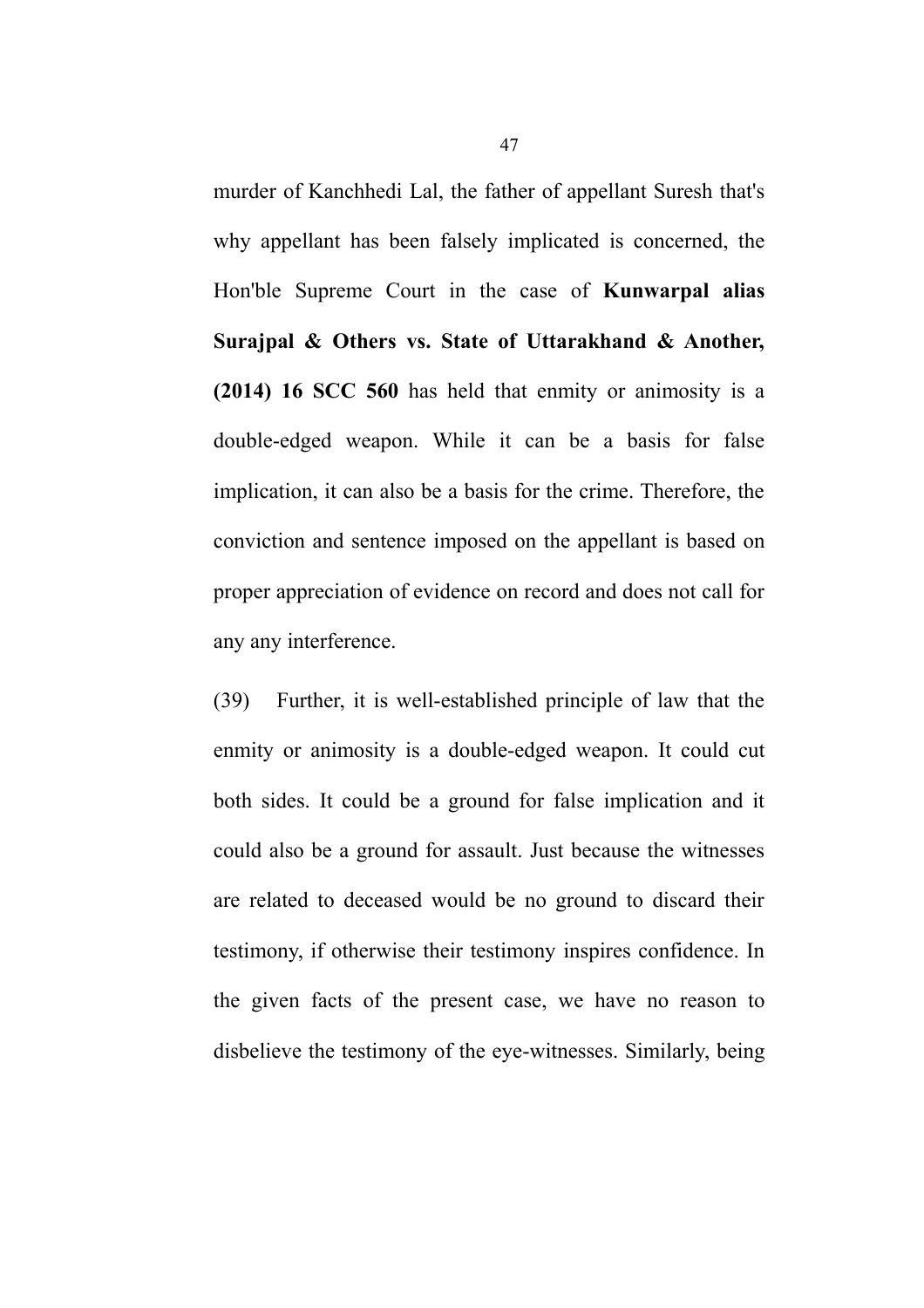murder of Kanchhedi Lal, the father of appellant Suresh that's why appellant has been falsely implicated is concerned, the Hon'ble Supreme Court in the case of **Kunwarpal alias Surajpal & Others vs. State of Uttarakhand & Another, (2014) 16 SCC 560** has held that enmity or animosity is a double-edged weapon. While it can be a basis for false implication, it can also be a basis for the crime. Therefore, the conviction and sentence imposed on the appellant is based on proper appreciation of evidence on record and does not call for any any interference.

(39) Further, it is well-established principle of law that the enmity or animosity is a double-edged weapon. It could cut both sides. It could be a ground for false implication and it could also be a ground for assault. Just because the witnesses are related to deceased would be no ground to discard their testimony, if otherwise their testimony inspires confidence. In the given facts of the present case, we have no reason to disbelieve the testimony of the eye-witnesses. Similarly, being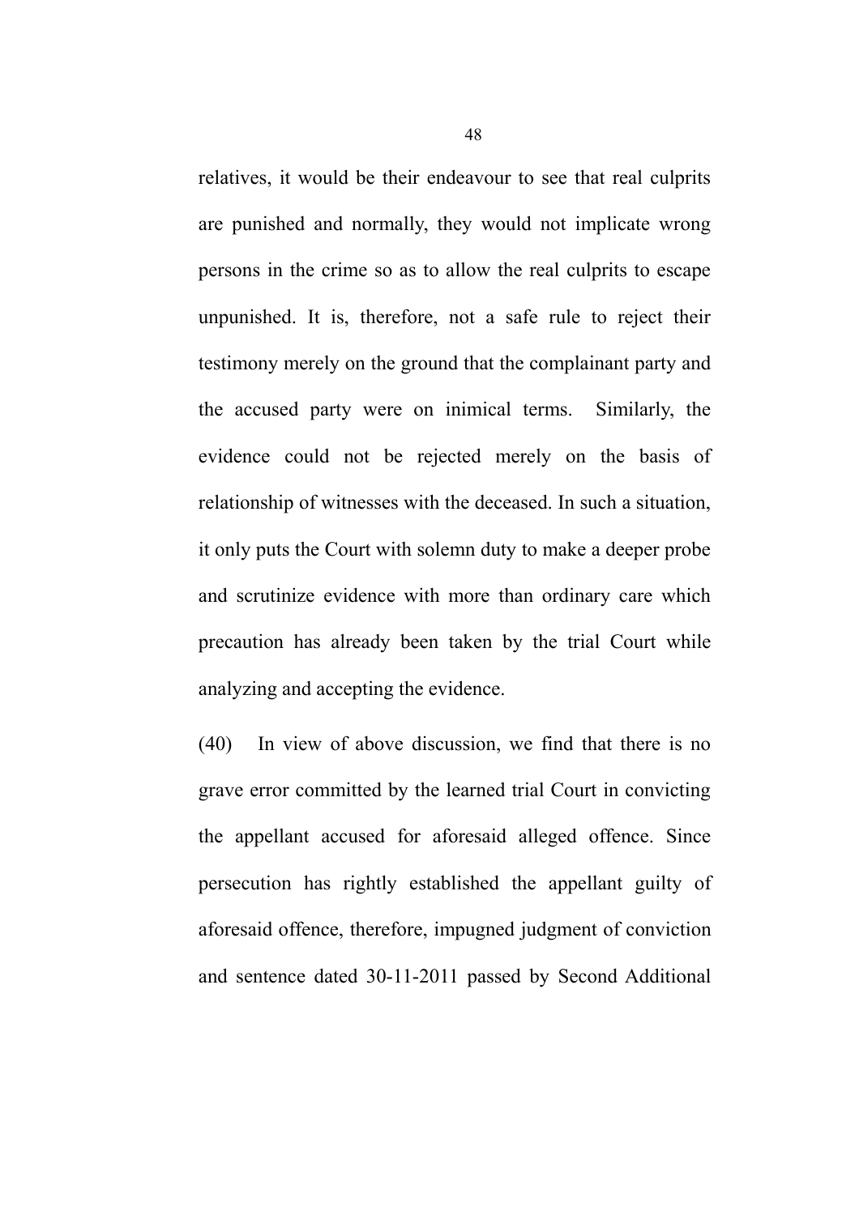relatives, it would be their endeavour to see that real culprits are punished and normally, they would not implicate wrong persons in the crime so as to allow the real culprits to escape unpunished. It is, therefore, not a safe rule to reject their testimony merely on the ground that the complainant party and the accused party were on inimical terms. Similarly, the evidence could not be rejected merely on the basis of relationship of witnesses with the deceased. In such a situation, it only puts the Court with solemn duty to make a deeper probe and scrutinize evidence with more than ordinary care which precaution has already been taken by the trial Court while analyzing and accepting the evidence.

(40) In view of above discussion, we find that there is no grave error committed by the learned trial Court in convicting the appellant accused for aforesaid alleged offence. Since persecution has rightly established the appellant guilty of aforesaid offence, therefore, impugned judgment of conviction and sentence dated 30-11-2011 passed by Second Additional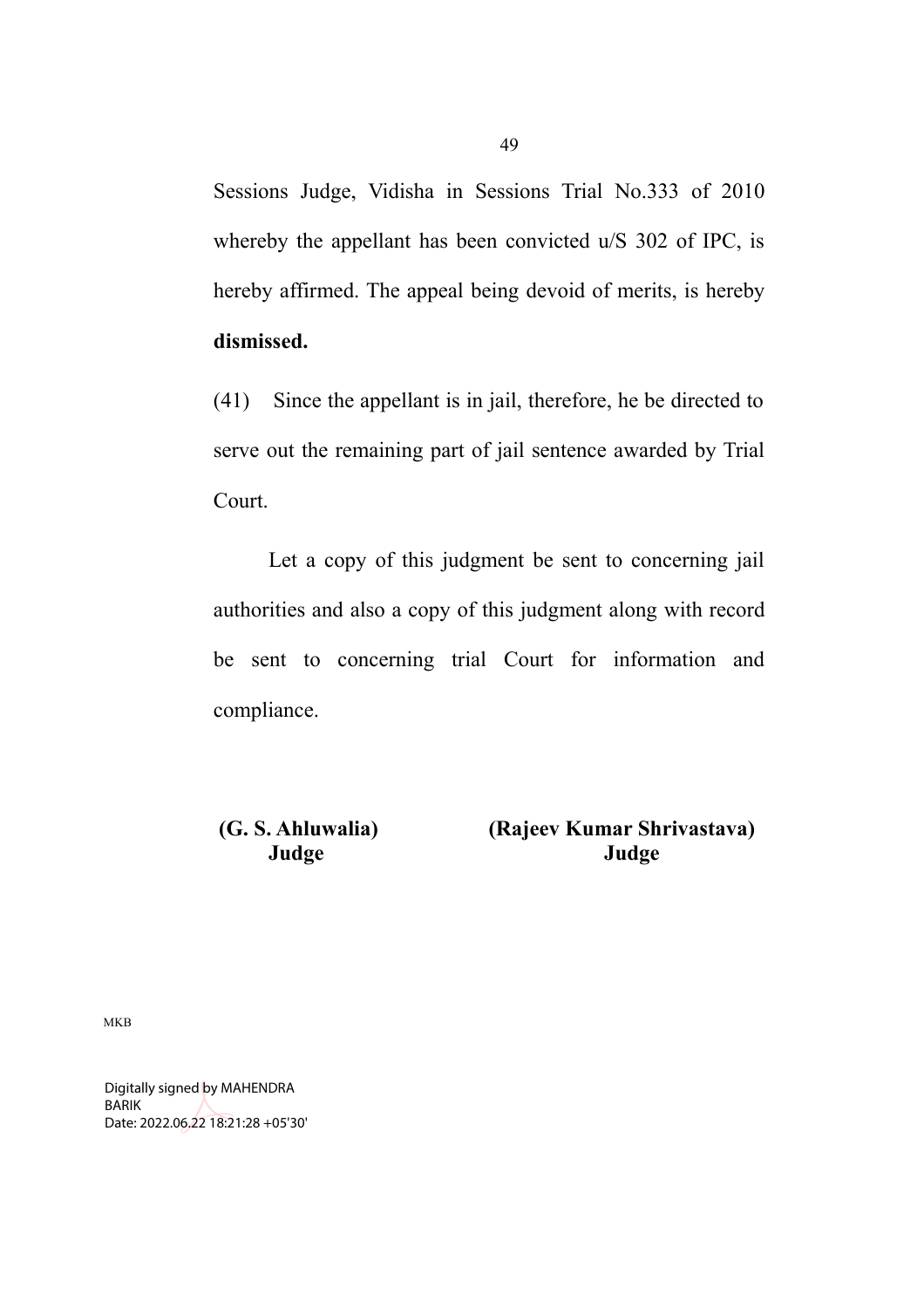Sessions Judge, Vidisha in Sessions Trial No.333 of 2010 whereby the appellant has been convicted u/S 302 of IPC, is hereby affirmed. The appeal being devoid of merits, is hereby **dismissed.**

(41) Since the appellant is in jail, therefore, he be directed to serve out the remaining part of jail sentence awarded by Trial Court.

Let a copy of this judgment be sent to concerning jail authorities and also a copy of this judgment along with record be sent to concerning trial Court for information and compliance.

**(G. S. Ahluwalia)**
**Judge**

**(Rajeev Kumar Shrivastava)**
**Judge**

MKB

Digitally signed by MAHENDRA BARIK
Date: 2022.06.22 18:21:28 +05'30'